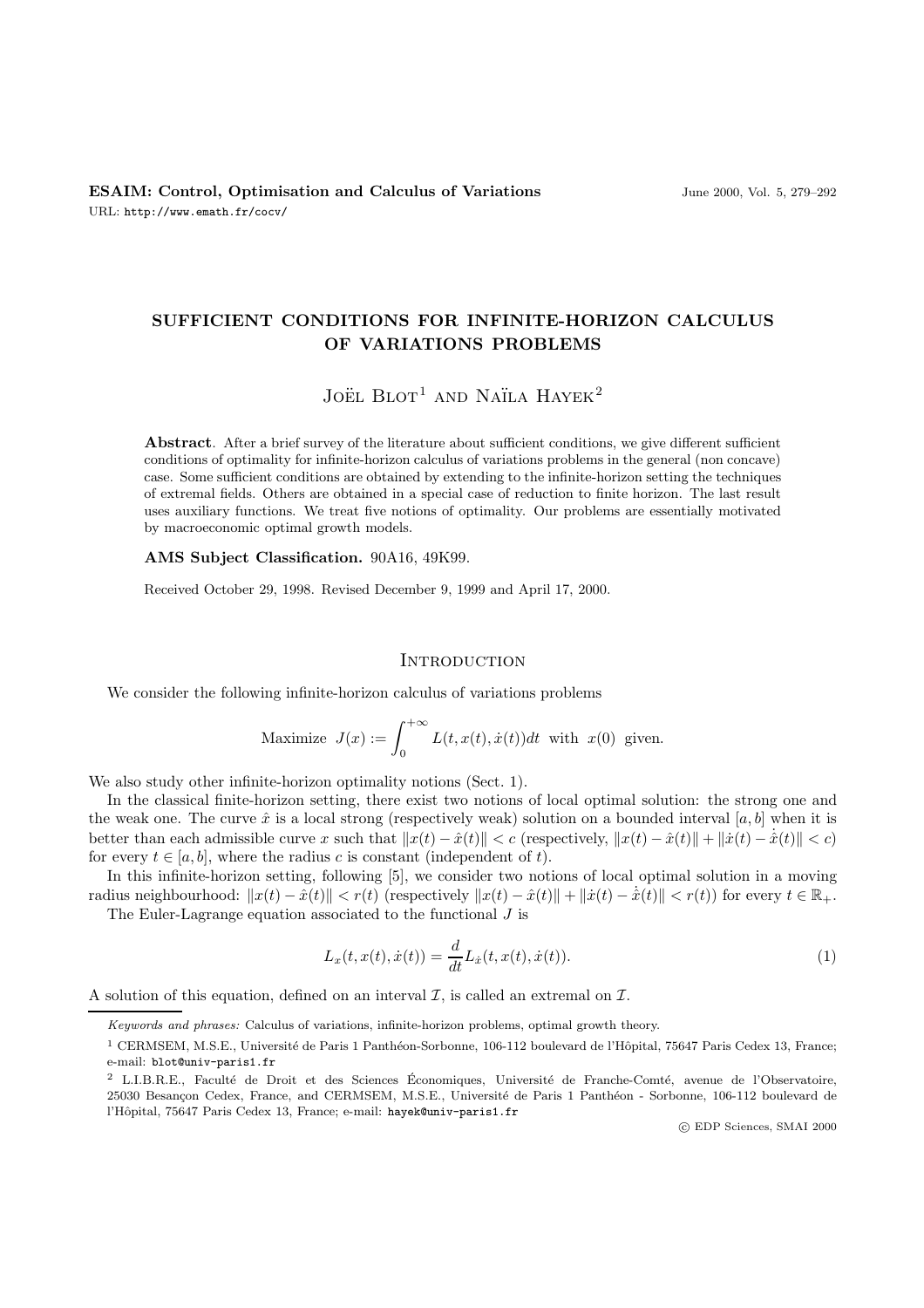# SUFFICIENT CONDITIONS FOR INFINITE-HORIZON CALCULUS OF VARIATIONS PROBLEMS

Joël Blot[1] and Naïla Hayek[2]

**Abstract**. After a brief survey of the literature about sufficient conditions, we give different sufficient conditions of optimality for infinite-horizon calculus of variations problems in the general (non concave) case. Some sufficient conditions are obtained by extending to the infinite-horizon setting the techniques of extremal fields. Others are obtained in a special case of reduction to finite horizon. The last result uses auxiliary functions. We treat five notions of optimality. Our problems are essentially motivated by macroeconomic optimal growth models.

**AMS Subject Classification.** 90A16, 49K99.

Received October 29, 1998. Revised December 9, 1999 and April 17, 2000.

## Introduction

We consider the following infinite-horizon calculus of variations problems

$$\text{Maximize } \; J(x) := \int_0^{+\infty} L(t, x(t), \dot{x}(t))dt \;\text{ with }\; x(0) \;\text{ given.}$$

We also study other infinite-horizon optimality notions (Sect. 1).

In the classical finite-horizon setting, there exist two notions of local optimal solution: the strong one and the weak one. The curve $\hat{x}$ is a local strong (respectively weak) solution on a bounded interval $[a, b]$ when it is better than each admissible curve $x$ such that $\|x(t) - \hat{x}(t)\| < c$ (respectively, $\|x(t) - \hat{x}(t)\| + \|\dot{x}(t) - \dot{\hat{x}}(t)\| < c$) for every $t \in [a, b]$, where the radius $c$ is constant (independent of $t$).

In this infinite-horizon setting, following [5], we consider two notions of local optimal solution in a moving radius neighbourhood: $\|x(t) - \hat{x}(t)\| < r(t)$ (respectively $\|x(t) - \hat{x}(t)\| + \|\dot{x}(t) - \dot{\hat{x}}(t)\| < r(t)$) for every $t \in \mathbb{R}_+$.

The Euler-Lagrange equation associated to the functional $J$ is

$$L_x(t, x(t), \dot{x}(t)) = \frac{d}{dt} L_{\dot{x}}(t, x(t), \dot{x}(t)). \tag{1}$$

A solution of this equation, defined on an interval $\mathcal{I}$, is called an extremal on $\mathcal{I}$.

*Keywords and phrases:* Calculus of variations, infinite-horizon problems, optimal growth theory.

[1] CERMSEM, M.S.E., Université de Paris 1 Panthéon-Sorbonne, 106-112 boulevard de l'Hôpital, 75647 Paris Cedex 13, France; e-mail: blot@univ-paris1.fr

[2] L.I.B.R.E., Faculté de Droit et des Sciences Économiques, Université de Franche-Comté, avenue de l'Observatoire, 25030 Besançon Cedex, France, and CERMSEM, M.S.E., Université de Paris 1 Panthéon - Sorbonne, 106-112 boulevard de l'Hôpital, 75647 Paris Cedex 13, France; e-mail: hayek@univ-paris1.fr

© EDP Sciences, SMAI 2000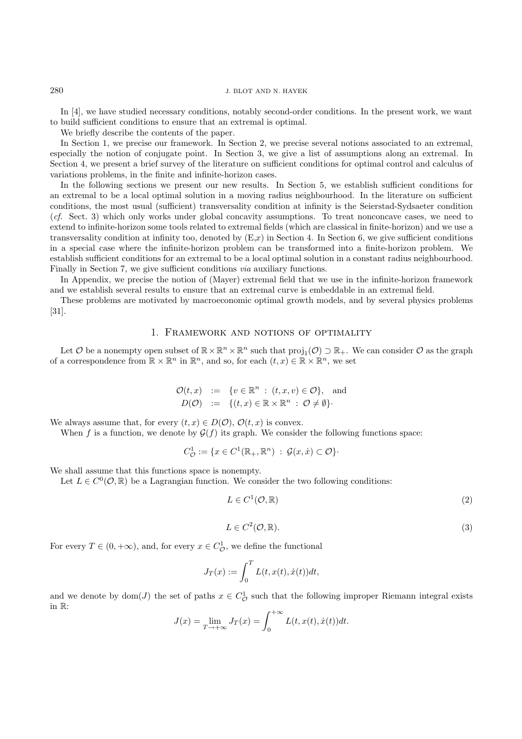In [4], we have studied necessary conditions, notably second-order conditions. In the present work, we want to build sufficient conditions to ensure that an extremal is optimal.

We briefly describe the contents of the paper.

In Section 1, we precise our framework. In Section 2, we precise several notions associated to an extremal, especially the notion of conjugate point. In Section 3, we give a list of assumptions along an extremal. In Section 4, we present a brief survey of the literature on sufficient conditions for optimal control and calculus of variations problems, in the finite and infinite-horizon cases.

In the following sections we present our new results. In Section 5, we establish sufficient conditions for an extremal to be a local optimal solution in a moving radius neighbourhood. In the literature on sufficient conditions, the most usual (sufficient) transversality condition at infinity is the Seierstad-Sydsaeter condition (*cf.* Sect. 3) which only works under global concavity assumptions. To treat nonconcave cases, we need to extend to infinite-horizon some tools related to extremal fields (which are classical in finite-horizon) and we use a transversality condition at infinity too, denoted by (E,$x$) in Section 4. In Section 6, we give sufficient conditions in a special case where the infinite-horizon problem can be transformed into a finite-horizon problem. We establish sufficient conditions for an extremal to be a local optimal solution in a constant radius neighbourhood. Finally in Section 7, we give sufficient conditions *via* auxiliary functions.

In Appendix, we precise the notion of (Mayer) extremal field that we use in the infinite-horizon framework and we establish several results to ensure that an extremal curve is embeddable in an extremal field.

These problems are motivated by macroeconomic optimal growth models, and by several physics problems [31].

## 1. Framework and notions of optimality

Let $\mathcal{O}$ be a nonempty open subset of $\mathbb{R} \times \mathbb{R}^n \times \mathbb{R}^n$ such that $\text{proj}_1(\mathcal{O}) \supset \mathbb{R}_+$. We can consider $\mathcal{O}$ as the graph of a correspondence from $\mathbb{R} \times \mathbb{R}^n$ in $\mathbb{R}^n$, and so, for each $(t, x) \in \mathbb{R} \times \mathbb{R}^n$, we set

$$
\begin{aligned}
\mathcal{O}(t,x) &:= \{v \in \mathbb{R}^n \,:\, (t,x,v) \in \mathcal{O}\}, \quad \text{and} \\
D(\mathcal{O}) &:= \{(t,x) \in \mathbb{R} \times \mathbb{R}^n \,:\, \mathcal{O} \neq \emptyset\}\cdot
\end{aligned}
$$

We always assume that, for every $(t,x) \in D(\mathcal{O})$, $\mathcal{O}(t,x)$ is convex.

When $f$ is a function, we denote by $\mathcal{G}(f)$ its graph. We consider the following functions space:

$$
C^1_{\mathcal{O}} := \{x \in C^1(\mathbb{R}_+, \mathbb{R}^n) \,:\, \mathcal{G}(x, \dot{x}) \subset \mathcal{O}\}\cdot
$$

We shall assume that this functions space is nonempty.

Let $L \in C^0(\mathcal{O}, \mathbb{R})$ be a Lagrangian function. We consider the two following conditions:

$$
L \in C^1(\mathcal{O}, \mathbb{R}) \tag{2}
$$

$$
L \in C^2(\mathcal{O}, \mathbb{R}). \tag{3}
$$

For every $T \in (0, +\infty)$, and, for every $x \in C^1_{\mathcal{O}}$, we define the functional

$$
J_T(x) := \int_0^T L(t, x(t), \dot{x}(t))dt,
$$

and we denote by $\text{dom}(J)$ the set of paths $x \in C^1_{\mathcal{O}}$ such that the following improper Riemann integral exists in $\mathbb{R}$:

$$
J(x) = \lim_{T \to +\infty} J_T(x) = \int_0^{+\infty} L(t, x(t), \dot{x}(t))dt.
$$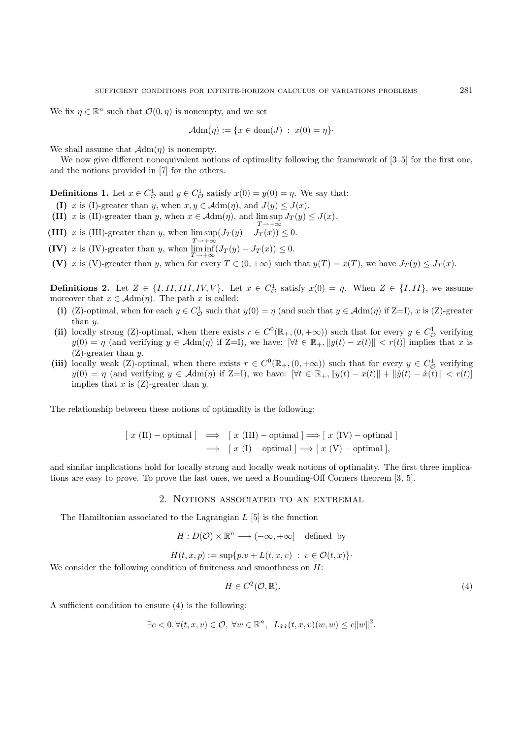We fix $\eta \in \mathbb{R}^n$ such that $\mathcal{O}(0, \eta)$ is nonempty, and we set

$$\mathcal{A}\mathrm{dm}(\eta) := \{x \in \mathrm{dom}(J) \ : \ x(0) = \eta\}\cdot$$

We shall assume that $\mathcal{A}\mathrm{dm}(\eta)$ is nonempty.

We now give different nonequivalent notions of optimality following the framework of [3–5] for the first one, and the notions provided in [7] for the others.

**Definitions 1.** Let $x \in C^1_{\mathcal{O}}$ and $y \in C^1_{\mathcal{O}}$ satisfy $x(0) = y(0) = \eta$. We say that:

- **(I)** $x$ is (I)-greater than $y$, when $x, y \in \mathcal{A}\mathrm{dm}(\eta)$, and $J(y) \leq J(x)$.
- **(II)** $x$ is (II)-greater than $y$, when $x \in \mathcal{A}\mathrm{dm}(\eta)$, and $\limsup_{T \to +\infty} J_T(y) \leq J(x)$.
- **(III)** $x$ is (III)-greater than $y$, when $\limsup_{T \to +\infty} (J_T(y) - J_T(x)) \leq 0$.
- **(IV)** $x$ is (IV)-greater than $y$, when $\liminf_{T \to +\infty} (J_T(y) - J_T(x)) \leq 0$.
- **(V)** $x$ is (V)-greater than $y$, when for every $T \in (0, +\infty)$ such that $y(T) = x(T)$, we have $J_T(y) \leq J_T(x)$.

**Definitions 2.** Let $Z \in \{I, II, III, IV, V\}$. Let $x \in C^1_{\mathcal{O}}$ satisfy $x(0) = \eta$. When $Z \in \{I, II\}$, we assume moreover that $x \in \mathcal{A}\mathrm{dm}(\eta)$. The path $x$ is called:

- **(i)** (Z)-optimal, when for each $y \in C^1_{\mathcal{O}}$ such that $y(0) = \eta$ (and such that $y \in \mathcal{A}\mathrm{dm}(\eta)$ if Z=I), $x$ is (Z)-greater than $y$.
- **(ii)** locally strong (Z)-optimal, when there exists $r \in C^0(\mathbb{R}_+, (0, +\infty))$ such that for every $y \in C^1_{\mathcal{O}}$ verifying $y(0) = \eta$ (and verifying $y \in \mathcal{A}\mathrm{dm}(\eta)$ if Z=I), we have: $[\forall t \in \mathbb{R}_+, \|y(t) - x(t)\| < r(t)]$ implies that $x$ is (Z)-greater than $y$.
- **(iii)** locally weak (Z)-optimal, when there exists $r \in C^0(\mathbb{R}_+, (0, +\infty))$ such that for every $y \in C^1_{\mathcal{O}}$ verifying $y(0) = \eta$ (and verifying $y \in \mathcal{A}\mathrm{dm}(\eta)$ if Z=I), we have: $[\forall t \in \mathbb{R}_+, \|y(t) - x(t)\| + \|\dot{y}(t) - \dot{x}(t)\| < r(t)]$ implies that $x$ is (Z)-greater than $y$.

The relationship between these notions of optimality is the following:

$$\begin{aligned} [\ x \text{ (II)} - \text{optimal}\ ] \implies & [\ x \text{ (III)} - \text{optimal}\ ] \implies [\ x \text{ (IV)} - \text{optimal}\ ] \\ \implies & [\ x \text{ (I)} - \text{optimal}\ ] \implies [\ x \text{ (V)} - \text{optimal}\ ], \end{aligned}$$

and similar implications hold for locally strong and locally weak notions of optimality. The first three implications are easy to prove. To prove the last ones, we need a Rounding-Off Corners theorem [3, 5].

## 2. Notions associated to an extremal

The Hamiltonian associated to the Lagrangian $L$ [5] is the function

$$H : D(\mathcal{O}) \times \mathbb{R}^n \longrightarrow (-\infty, +\infty] \quad \text{defined by}$$

$$H(t, x, p) := \sup\{p.v + L(t, x, v) \ : \ v \in \mathcal{O}(t, x)\}\cdot$$

We consider the following condition of finiteness and smoothness on $H$:

$$H \in C^2(\mathcal{O}, \mathbb{R}). \tag{4}$$

A sufficient condition to ensure (4) is the following:

$$\exists c < 0, \forall (t, x, v) \in \mathcal{O}, \ \forall w \in \mathbb{R}^n, \ \ L_{\dot{x}\dot{x}}(t, x, v)(w, w) \leq c\|w\|^2.$$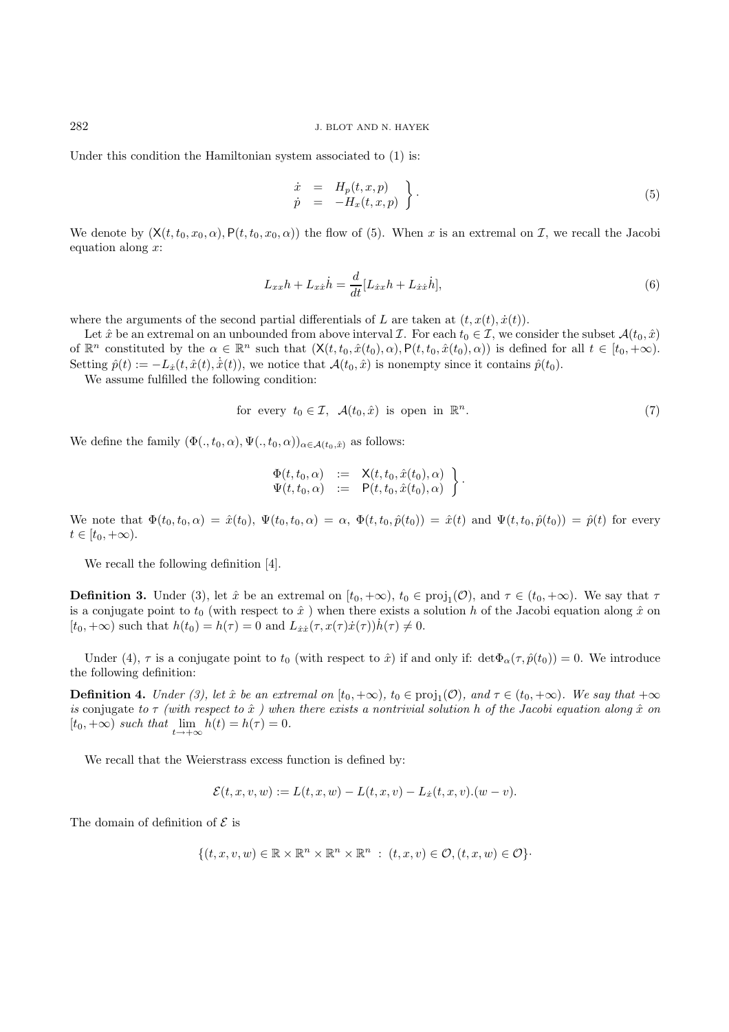Under this condition the Hamiltonian system associated to (1) is:

$$\left.\begin{array}{rcl}\dot{x} & = & H_p(t,x,p)\\ \dot{p} & = & -H_x(t,x,p)\end{array}\right\}. \tag{5}$$

We denote by $(\mathsf{X}(t,t_0,x_0,\alpha),\mathsf{P}(t,t_0,x_0,\alpha))$ the flow of (5). When $x$ is an extremal on $\mathcal{I}$, we recall the Jacobi equation along $x$:

$$L_{xx}h + L_{x\dot{x}}\dot{h} = \frac{d}{dt}[L_{\dot{x}x}h + L_{\dot{x}\dot{x}}\dot{h}], \tag{6}$$

where the arguments of the second partial differentials of $L$ are taken at $(t,x(t),\dot{x}(t))$.

Let $\hat{x}$ be an extremal on an unbounded from above interval $\mathcal{I}$. For each $t_0 \in \mathcal{I}$, we consider the subset $\mathcal{A}(t_0,\hat{x})$ of $\mathbb{R}^n$ constituted by the $\alpha \in \mathbb{R}^n$ such that $(\mathsf{X}(t,t_0,\hat{x}(t_0),\alpha),\mathsf{P}(t,t_0,\hat{x}(t_0),\alpha))$ is defined for all $t \in [t_0,+\infty)$. Setting $\hat{p}(t) := -L_{\dot{x}}(t,\hat{x}(t),\dot{\hat{x}}(t))$, we notice that $\mathcal{A}(t_0,\hat{x})$ is nonempty since it contains $\hat{p}(t_0)$.

We assume fulfilled the following condition:

$$\text{for every } t_0 \in \mathcal{I}, \ \mathcal{A}(t_0,\hat{x}) \text{ is open in } \mathbb{R}^n. \tag{7}$$

We define the family $(\Phi(.,t_0,\alpha),\Psi(.,t_0,\alpha))_{\alpha \in \mathcal{A}(t_0,\hat{x})}$ as follows:

$$\left.\begin{array}{rcl}\Phi(t,t_0,\alpha) & := & \mathsf{X}(t,t_0,\hat{x}(t_0),\alpha)\\ \Psi(t,t_0,\alpha) & := & \mathsf{P}(t,t_0,\hat{x}(t_0),\alpha)\end{array}\right\}.$$

We note that $\Phi(t_0,t_0,\alpha) = \hat{x}(t_0)$, $\Psi(t_0,t_0,\alpha) = \alpha$, $\Phi(t,t_0,\hat{p}(t_0)) = \hat{x}(t)$ and $\Psi(t,t_0,\hat{p}(t_0)) = \hat{p}(t)$ for every $t \in [t_0,+\infty)$.

We recall the following definition [4].

**Definition 3.** Under (3), let $\hat{x}$ be an extremal on $[t_0,+\infty)$, $t_0 \in \text{proj}_1(\mathcal{O})$, and $\tau \in (t_0,+\infty)$. We say that $\tau$ is a conjugate point to $t_0$ (with respect to $\hat{x}$ ) when there exists a solution $h$ of the Jacobi equation along $\hat{x}$ on $[t_0,+\infty)$ such that $h(t_0) = h(\tau) = 0$ and $L_{\dot{x}\dot{x}}(\tau,x(\tau)\dot{x}(\tau))\dot{h}(\tau) \neq 0$.

Under (4), $\tau$ is a conjugate point to $t_0$ (with respect to $\hat{x}$) if and only if: $\det\Phi_\alpha(\tau,\hat{p}(t_0)) = 0$. We introduce the following definition:

**Definition 4.** *Under (3), let $\hat{x}$ be an extremal on $[t_0,+\infty)$, $t_0 \in \text{proj}_1(\mathcal{O})$, and $\tau \in (t_0,+\infty)$. We say that $+\infty$ is* conjugate *to $\tau$ (with respect to $\hat{x}$ ) when there exists a nontrivial solution $h$ of the Jacobi equation along $\hat{x}$ on $[t_0,+\infty)$ such that $\lim_{t\to+\infty} h(t) = h(\tau) = 0$.*

We recall that the Weierstrass excess function is defined by:

$$\mathcal{E}(t,x,v,w) := L(t,x,w) - L(t,x,v) - L_{\dot{x}}(t,x,v).(w-v).$$

The domain of definition of $\mathcal{E}$ is

$$\{(t,x,v,w) \in \mathbb{R}\times\mathbb{R}^n\times\mathbb{R}^n\times\mathbb{R}^n \ : \ (t,x,v) \in \mathcal{O}, (t,x,w) \in \mathcal{O}\}\cdot$$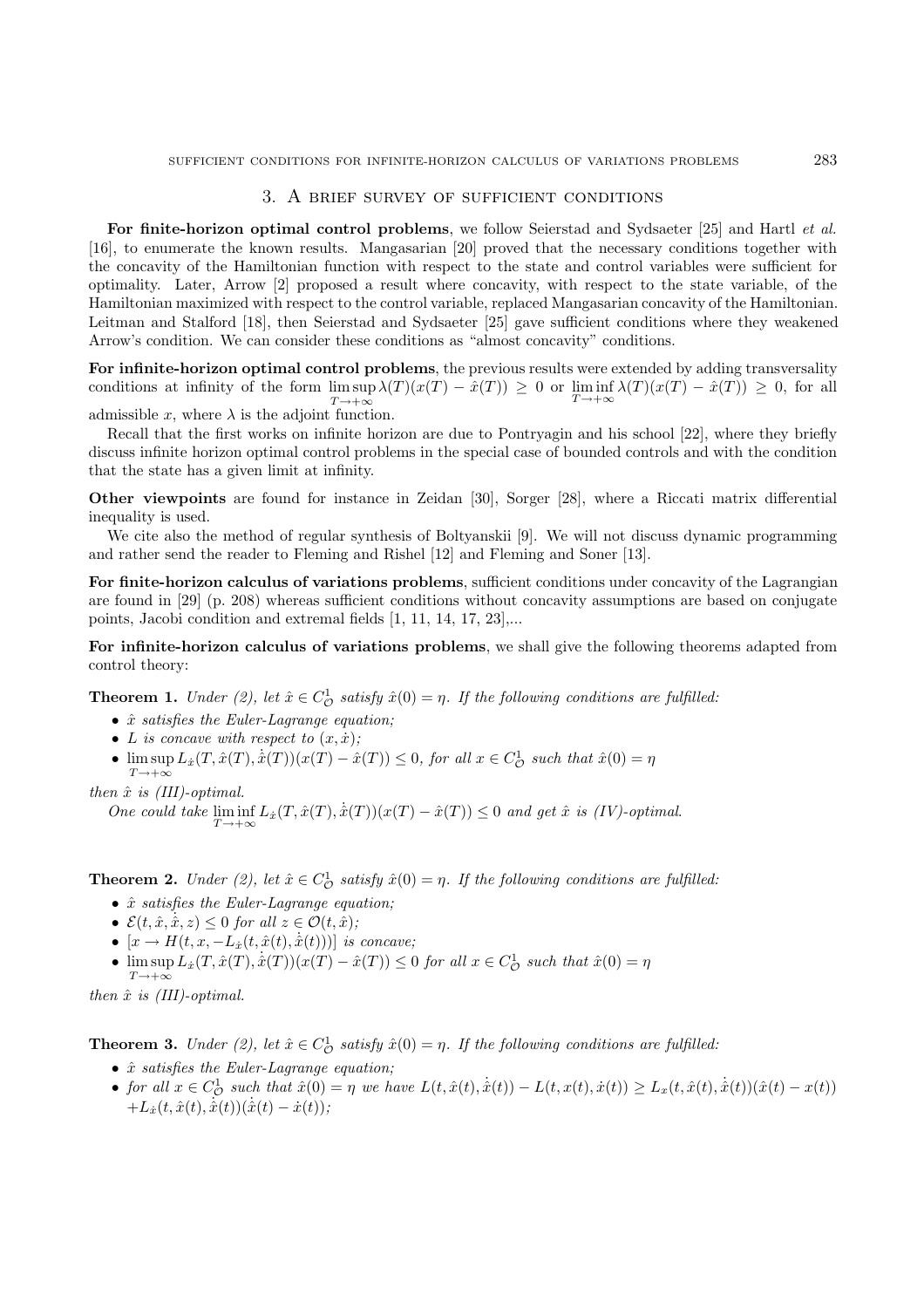## 3. A brief survey of sufficient conditions

**For finite-horizon optimal control problems**, we follow Seierstad and Sydsaeter [25] and Hartl *et al.* [16], to enumerate the known results. Mangasarian [20] proved that the necessary conditions together with the concavity of the Hamiltonian function with respect to the state and control variables were sufficient for optimality. Later, Arrow [2] proposed a result where concavity, with respect to the state variable, of the Hamiltonian maximized with respect to the control variable, replaced Mangasarian concavity of the Hamiltonian. Leitman and Stalford [18], then Seierstad and Sydsaeter [25] gave sufficient conditions where they weakened Arrow's condition. We can consider these conditions as "almost concavity" conditions.

**For infinite-horizon optimal control problems**, the previous results were extended by adding transversality conditions at infinity of the form $\limsup_{T\to+\infty} \lambda(T)(x(T) - \hat{x}(T)) \geq 0$ or $\liminf_{T\to+\infty} \lambda(T)(x(T) - \hat{x}(T)) \geq 0$, for all admissible $x$, where $\lambda$ is the adjoint function.

Recall that the first works on infinite horizon are due to Pontryagin and his school [22], where they briefly discuss infinite horizon optimal control problems in the special case of bounded controls and with the condition that the state has a given limit at infinity.

**Other viewpoints** are found for instance in Zeidan [30], Sorger [28], where a Riccati matrix differential inequality is used.

We cite also the method of regular synthesis of Boltyanskii [9]. We will not discuss dynamic programming and rather send the reader to Fleming and Rishel [12] and Fleming and Soner [13].

**For finite-horizon calculus of variations problems**, sufficient conditions under concavity of the Lagrangian are found in [29] (p. 208) whereas sufficient conditions without concavity assumptions are based on conjugate points, Jacobi condition and extremal fields [1, 11, 14, 17, 23],...

**For infinite-horizon calculus of variations problems**, we shall give the following theorems adapted from control theory:

**Theorem 1.** *Under (2), let $\hat{x} \in C^1_{\mathcal{O}}$ satisfy $\hat{x}(0) = \eta$. If the following conditions are fulfilled:*

- *$\hat{x}$ satisfies the Euler-Lagrange equation;*
- *$L$ is concave with respect to $(x, \dot{x})$;*
- *$\limsup_{T\to+\infty} L_{\dot{x}}(T, \hat{x}(T), \dot{\hat{x}}(T))(x(T) - \hat{x}(T)) \leq 0$, for all $x \in C^1_{\mathcal{O}}$ such that $\hat{x}(0) = \eta$*

*then $\hat{x}$ is (III)-optimal.*

*One could take $\liminf_{T\to+\infty} L_{\dot{x}}(T, \hat{x}(T), \dot{\hat{x}}(T))(x(T) - \hat{x}(T)) \leq 0$ and get $\hat{x}$ is (IV)-optimal.*

**Theorem 2.** *Under (2), let $\hat{x} \in C^1_{\mathcal{O}}$ satisfy $\hat{x}(0) = \eta$. If the following conditions are fulfilled:*

- *$\hat{x}$ satisfies the Euler-Lagrange equation;*
- *$\mathcal{E}(t, \hat{x}, \dot{\hat{x}}, z) \leq 0$ for all $z \in \mathcal{O}(t, \hat{x})$;*
- *$[x \to H(t, x, -L_{\dot{x}}(t, \hat{x}(t), \dot{\hat{x}}(t)))]$ is concave;*
- *$\limsup_{T\to+\infty} L_{\dot{x}}(T, \hat{x}(T), \dot{\hat{x}}(T))(x(T) - \hat{x}(T)) \leq 0$ for all $x \in C^1_{\mathcal{O}}$ such that $\hat{x}(0) = \eta$*

*then $\hat{x}$ is (III)-optimal.*

**Theorem 3.** *Under (2), let $\hat{x} \in C^1_{\mathcal{O}}$ satisfy $\hat{x}(0) = \eta$. If the following conditions are fulfilled:*

- *$\hat{x}$ satisfies the Euler-Lagrange equation;*
- *for all $x \in C^1_{\mathcal{O}}$ such that $\hat{x}(0) = \eta$ we have $L(t, \hat{x}(t), \dot{\hat{x}}(t)) - L(t, x(t), \dot{x}(t)) \geq L_x(t, \hat{x}(t), \dot{\hat{x}}(t))(\hat{x}(t) - x(t))$ $+ L_{\dot{x}}(t, \hat{x}(t), \dot{\hat{x}}(t))(\dot{\hat{x}}(t) - \dot{x}(t))$;*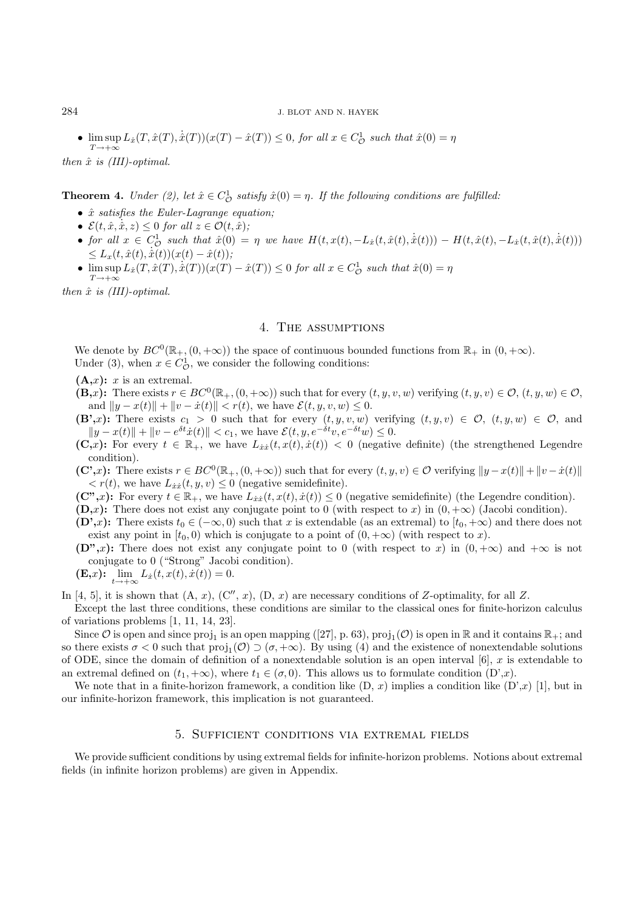- $\limsup_{T\to+\infty} L_{\dot{x}}(T, \hat{x}(T), \dot{\hat{x}}(T))(x(T) - \hat{x}(T)) \leq 0$, *for all* $x \in C^1_{\mathcal{O}}$ *such that* $\hat{x}(0) = \eta$

*then* $\hat{x}$ *is (III)-optimal.*

**Theorem 4.** *Under (2), let* $\hat{x} \in C^1_{\mathcal{O}}$ *satisfy* $\hat{x}(0) = \eta$. *If the following conditions are fulfilled:*

- $\hat{x}$ *satisfies the Euler-Lagrange equation;*
- $\mathcal{E}(t, \hat{x}, \dot{\hat{x}}, z) \leq 0$ *for all* $z \in \mathcal{O}(t, \hat{x})$;
- *for all* $x \in C^1_{\mathcal{O}}$ *such that* $\hat{x}(0) = \eta$ *we have* $H(t, x(t), -L_{\dot{x}}(t, \hat{x}(t), \dot{\hat{x}}(t))) - H(t, \hat{x}(t), -L_{\dot{x}}(t, \hat{x}(t), \dot{\hat{x}}(t))) \leq L_x(t, \hat{x}(t), \dot{\hat{x}}(t))(x(t) - \hat{x}(t))$;
- $\limsup_{T\to+\infty} L_{\dot{x}}(T, \hat{x}(T), \dot{\hat{x}}(T))(x(T) - \hat{x}(T)) \leq 0$ *for* $x \in C^1_{\mathcal{O}}$ *such that* $\hat{x}(0) = \eta$

*then* $\hat{x}$ *is (III)-optimal.*

## 4. The assumptions

We denote by $BC^0(\mathbb{R}_+, (0, +\infty))$ the space of continuous bounded functions from $\mathbb{R}_+$ in $(0, +\infty)$.

Under (3), when $x \in C^1_{\mathcal{O}}$, we consider the following conditions:

**(A,$x$):** $x$ is an extremal.

**(B,$x$):** There exists $r \in BC^0(\mathbb{R}_+, (0, +\infty))$ such that for every $(t, y, v, w)$ verifying $(t, y, v) \in \mathcal{O}$, $(t, y, w) \in \mathcal{O}$, and $\|y - x(t)\| + \|v - \dot{x}(t)\| < r(t)$, we have $\mathcal{E}(t, y, v, w) \leq 0$.

**(B',$x$):** There exists $c_1 > 0$ such that for every $(t, y, v, w)$ verifying $(t, y, v) \in \mathcal{O}$, $(t, y, w) \in \mathcal{O}$, and $\|y - x(t)\| + \|v - e^{\delta t}\dot{x}(t)\| < c_1$, we have $\mathcal{E}(t, y, e^{-\delta t}v, e^{-\delta t}w) \leq 0$.

**(C,$x$):** For every $t \in \mathbb{R}_+$, we have $L_{\dot{x}\dot{x}}(t, x(t), \dot{x}(t)) < 0$ (negative definite) (the strengthened Legendre condition).

**(C',$x$):** There exists $r \in BC^0(\mathbb{R}_+, (0, +\infty))$ such that for every $(t, y, v) \in \mathcal{O}$ verifying $\|y - x(t)\| + \|v - \dot{x}(t)\| < r(t)$, we have $L_{\dot{x}\dot{x}}(t, y, v) \leq 0$ (negative semidefinite).

**(C",$x$):** For every $t \in \mathbb{R}_+$, we have $L_{\dot{x}\dot{x}}(t, x(t), \dot{x}(t)) \leq 0$ (negative semidefinite) (the Legendre condition).

**(D,$x$):** There does not exist any conjugate point to 0 (with respect to $x$) in $(0, +\infty)$ (Jacobi condition).

**(D',$x$):** There exists $t_0 \in (-\infty, 0)$ such that $x$ is extendable (as an extremal) to $[t_0, +\infty)$ and there does not exist any point in $[t_0, 0)$ which is conjugate to a point of $(0, +\infty)$ (with respect to $x$).

**(D",$x$):** There does not exist any conjugate point to 0 (with respect to $x$) in $(0, +\infty)$ and $+\infty$ is not conjugate to 0 ("Strong" Jacobi condition).

**(E,$x$):** $\lim_{t\to+\infty} L_{\dot{x}}(t, x(t), \dot{x}(t)) = 0$.

In [4, 5], it is shown that (A, $x$), (C$''$, $x$), (D, $x$) are necessary conditions of $Z$-optimality, for all $Z$.

Except the last three conditions, these conditions are similar to the classical ones for finite-horizon calculus of variations problems [1, 11, 14, 23].

Since $\mathcal{O}$ is open and since $\text{proj}_1$ is an open mapping ([27], p. 63), $\text{proj}_1(\mathcal{O})$ is open in $\mathbb{R}$ and it contains $\mathbb{R}_+$; and so there exists $\sigma < 0$ such that $\text{proj}_1(\mathcal{O}) \supset (\sigma, +\infty)$. By using (4) and the existence of nonextendable solutions of ODE, since the domain of definition of a nonextendable solution is an open interval [6], $x$ is extendable to an extremal defined on $(t_1, +\infty)$, where $t_1 \in (\sigma, 0)$. This allows us to formulate condition (D',$x$).

We note that in a finite-horizon framework, a condition like (D, $x$) implies a condition like (D',$x$) [1], but in our infinite-horizon framework, this implication is not guaranteed.

## 5. Sufficient conditions via extremal fields

We provide sufficient conditions by using extremal fields for infinite-horizon problems. Notions about extremal fields (in infinite horizon problems) are given in Appendix.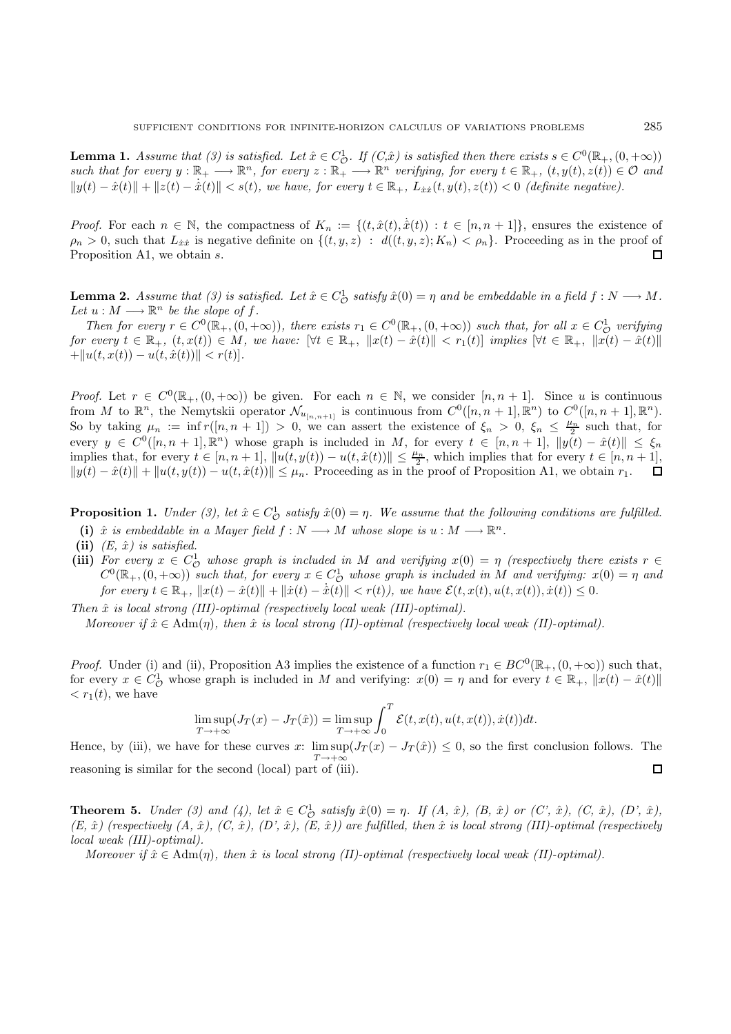**Lemma 1.** *Assume that (3) is satisfied. Let $\hat{x} \in C^1_{\mathcal{O}}$. If (C,$\hat{x}$) is satisfied then there exists $s \in C^0(\mathbb{R}_+, (0, +\infty))$ such that for every $y : \mathbb{R}_+ \longrightarrow \mathbb{R}^n$, for every $z : \mathbb{R}_+ \longrightarrow \mathbb{R}^n$ verifying, for every $t \in \mathbb{R}_+$, $(t, y(t), z(t)) \in \mathcal{O}$ and $\|y(t) - \hat{x}(t)\| + \|z(t) - \dot{\hat{x}}(t)\| < s(t)$, we have, for every $t \in \mathbb{R}_+$, $L_{\dot{x}\dot{x}}(t, y(t), z(t)) < 0$ (definite negative).*

*Proof.* For each $n \in \mathbb{N}$, the compactness of $K_n := \{(t, \hat{x}(t), \dot{\hat{x}}(t)) : t \in [n, n+1]\}$, ensures the existence of $\rho_n > 0$, such that $L_{\dot{x}\dot{x}}$ is negative definite on $\{(t, y, z) : d((t, y, z); K_n) < \rho_n\}$. Proceeding as in the proof of Proposition A1, we obtain $s$. □

**Lemma 2.** *Assume that (3) is satisfied. Let $\hat{x} \in C^1_{\mathcal{O}}$ satisfy $\hat{x}(0) = \eta$ and be embeddable in a field $f : N \longrightarrow M$. Let $u : M \longrightarrow \mathbb{R}^n$ be the slope of $f$.*

*Then for every $r \in C^0(\mathbb{R}_+, (0, +\infty))$, there exists $r_1 \in C^0(\mathbb{R}_+, (0, +\infty))$ such that, for all $x \in C^1_{\mathcal{O}}$ verifying for every $t \in \mathbb{R}_+$, $(t, x(t)) \in M$, we have: $[\forall t \in \mathbb{R}_+,\ \|x(t) - \hat{x}(t)\| < r_1(t)]$ implies $[\forall t \in \mathbb{R}_+,\ \|x(t) - \hat{x}(t)\| + \|u(t, x(t)) - u(t, \hat{x}(t))\| < r(t)]$.*

*Proof.* Let $r \in C^0(\mathbb{R}_+, (0, +\infty))$ be given. For each $n \in \mathbb{N}$, we consider $[n, n+1]$. Since $u$ is continuous from $M$ to $\mathbb{R}^n$, the Nemytskii operator $\mathcal{N}_{u_{[n,n+1]}}$ is continuous from $C^0([n, n+1], \mathbb{R}^n)$ to $C^0([n, n+1], \mathbb{R}^n)$. So by taking $\mu_n := \inf r([n, n+1]) > 0$, we can assert the existence of $\xi_n > 0$, $\xi_n \leq \frac{\mu_n}{2}$ such that, for every $y \in C^0([n, n+1], \mathbb{R}^n)$ whose graph is included in $M$, for every $t \in [n, n+1]$, $\|y(t) - \hat{x}(t)\| \leq \xi_n$ implies that, for every $t \in [n, n+1]$, $\|u(t, y(t)) - u(t, \hat{x}(t))\| \leq \frac{\mu_n}{2}$, which implies that for every $t \in [n, n+1]$, $\|y(t) - \hat{x}(t)\| + \|u(t, y(t)) - u(t, \hat{x}(t))\| \leq \mu_n$. Proceeding as in the proof of Proposition A1, we obtain $r_1$. □

**Proposition 1.** *Under (3), let $\hat{x} \in C^1_{\mathcal{O}}$ satisfy $\hat{x}(0) = \eta$. We assume that the following conditions are fulfilled.*

- **(i)** *$\hat{x}$ is embeddable in a Mayer field $f : N \longrightarrow M$ whose slope is $u : M \longrightarrow \mathbb{R}^n$.*
- **(ii)** *(E, $\hat{x}$) is satisfied.*
- **(iii)** *For every $x \in C^1_{\mathcal{O}}$ whose graph is included in $M$ and verifying $x(0) = \eta$ (respectively there exists $r \in C^0(\mathbb{R}_+, (0, +\infty))$ such that, for every $x \in C^1_{\mathcal{O}}$ whose graph is included in $M$ and verifying: $x(0) = \eta$ and for every $t \in \mathbb{R}_+$, $\|x(t) - \hat{x}(t)\| + \|\dot{x}(t) - \dot{\hat{x}}(t)\| < r(t)$), we have $\mathcal{E}(t, x(t), u(t, x(t)), \dot{x}(t)) \leq 0$.*

*Then $\hat{x}$ is local strong (III)-optimal (respectively local weak (III)-optimal).*

*Moreover if $\hat{x} \in \mathrm{Adm}(\eta)$, then $\hat{x}$ is local strong (II)-optimal (respectively local weak (II)-optimal).*

*Proof.* Under (i) and (ii), Proposition A3 implies the existence of a function $r_1 \in BC^0(\mathbb{R}_+, (0, +\infty))$ such that, for every $x \in C^1_{\mathcal{O}}$ whose graph is included in $M$ and verifying: $x(0) = \eta$ and for every $t \in \mathbb{R}_+$, $\|x(t) - \hat{x}(t)\| < r_1(t)$, we have

$$\limsup_{T \to +\infty}(J_T(x) - J_T(\hat{x})) = \limsup_{T \to +\infty} \int_0^T \mathcal{E}(t, x(t), u(t, x(t)), \dot{x}(t))dt.$$

Hence, by (iii), we have for these curves $x$: $\limsup\limits_{T \to +\infty}(J_T(x) - J_T(\hat{x})) \leq 0$, so the first conclusion follows. The reasoning is similar for the second (local) part of (iii). □

**Theorem 5.** *Under (3) and (4), let $\hat{x} \in C^1_{\mathcal{O}}$ satisfy $\hat{x}(0) = \eta$. If (A, $\hat{x}$), (B, $\hat{x}$) or (C', $\hat{x}$), (C, $\hat{x}$), (D', $\hat{x}$), (E, $\hat{x}$) (respectively (A, $\hat{x}$), (C, $\hat{x}$), (D', $\hat{x}$), (E, $\hat{x}$)) are fulfilled, then $\hat{x}$ is local strong (III)-optimal (respectively local weak (III)-optimal).*

*Moreover if $\hat{x} \in \mathrm{Adm}(\eta)$, then $\hat{x}$ is local strong (II)-optimal (respectively local weak (II)-optimal).*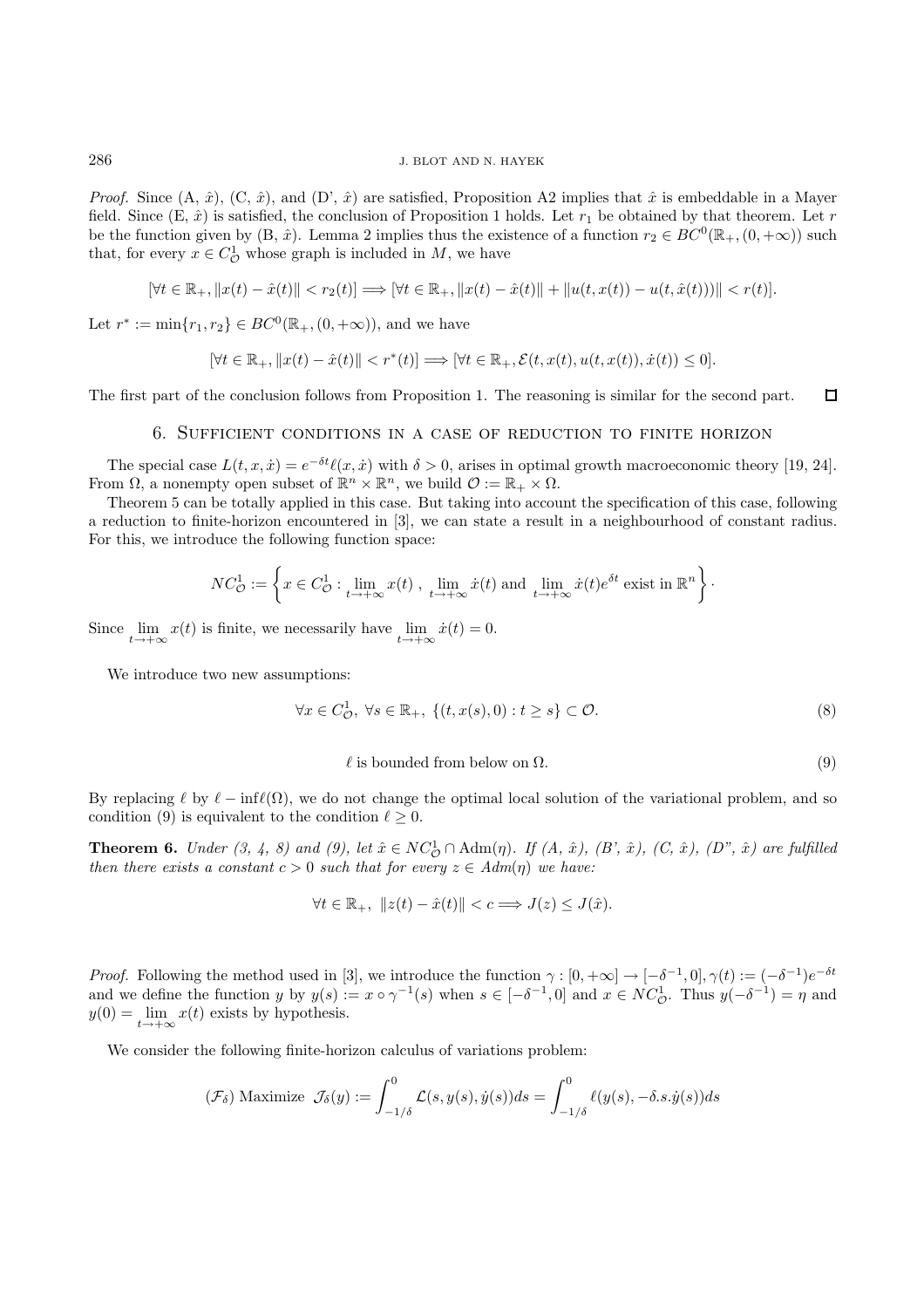*Proof.* Since (A, $\hat{x}$), (C, $\hat{x}$), and (D', $\hat{x}$) are satisfied, Proposition A2 implies that $\hat{x}$ is embeddable in a Mayer field. Since (E, $\hat{x}$) is satisfied, the conclusion of Proposition 1 holds. Let $r_1$ be obtained by that theorem. Let $r$ be the function given by (B, $\hat{x}$). Lemma 2 implies thus the existence of a function $r_2 \in BC^0(\mathbb{R}_+, (0, +\infty))$ such that, for every $x \in C^1_{\mathcal{O}}$ whose graph is included in $M$, we have

$$[\forall t \in \mathbb{R}_+, \|x(t) - \hat{x}(t)\| < r_2(t)] \Longrightarrow [\forall t \in \mathbb{R}_+, \|x(t) - \hat{x}(t)\| + \|u(t, x(t)) - u(t, \hat{x}(t))\| < r(t)].$$

Let $r^* := \min\{r_1, r_2\} \in BC^0(\mathbb{R}_+, (0, +\infty))$, and we have

$$[\forall t \in \mathbb{R}_+, \|x(t) - \hat{x}(t)\| < r^*(t)] \Longrightarrow [\forall t \in \mathbb{R}_+, \mathcal{E}(t, x(t), u(t, x(t)), \dot{x}(t)) \leq 0].$$

The first part of the conclusion follows from Proposition 1. The reasoning is similar for the second part. $\square$

## 6. Sufficient conditions in a case of reduction to finite horizon

The special case $L(t, x, \dot{x}) = e^{-\delta t}\ell(x, \dot{x})$ with $\delta > 0$, arises in optimal growth macroeconomic theory [19, 24]. From $\Omega$, a nonempty open subset of $\mathbb{R}^n \times \mathbb{R}^n$, we build $\mathcal{O} := \mathbb{R}_+ \times \Omega$.

Theorem 5 can be totally applied in this case. But taking into account the specification of this case, following a reduction to finite-horizon encountered in [3], we can state a result in a neighbourhood of constant radius. For this, we introduce the following function space:

$$NC^1_{\mathcal{O}} := \left\{ x \in C^1_{\mathcal{O}} : \lim_{t \to +\infty} x(t)\ ,\ \lim_{t \to +\infty} \dot{x}(t) \text{ and } \lim_{t \to +\infty} \dot{x}(t)e^{\delta t} \text{ exist in } \mathbb{R}^n \right\}.$$

Since $\lim_{t \to +\infty} x(t)$ is finite, we necessarily have $\lim_{t \to +\infty} \dot{x}(t) = 0$.

We introduce two new assumptions:

$$\forall x \in C^1_{\mathcal{O}},\ \forall s \in \mathbb{R}_+,\ \{(t, x(s), 0) : t \geq s\} \subset \mathcal{O}. \tag{8}$$

$$\ell \text{ is bounded from below on } \Omega. \tag{9}$$

By replacing $\ell$ by $\ell - \inf \ell(\Omega)$, we do not change the optimal local solution of the variational problem, and so condition (9) is equivalent to the condition $\ell \geq 0$.

**Theorem 6.** *Under (3, 4, 8) and (9), let $\hat{x} \in NC^1_{\mathcal{O}} \cap \mathrm{Adm}(\eta)$. If (A, $\hat{x}$), (B', $\hat{x}$), (C, $\hat{x}$), (D", $\hat{x}$) are fulfilled then there exists a constant $c > 0$ such that for every $z \in Adm(\eta)$ we have:*

$$\forall t \in \mathbb{R}_+,\ \|z(t) - \hat{x}(t)\| < c \Longrightarrow J(z) \leq J(\hat{x}).$$

*Proof.* Following the method used in [3], we introduce the function $\gamma : [0, +\infty] \to [-\delta^{-1}, 0], \gamma(t) := (-\delta^{-1})e^{-\delta t}$ and we define the function $y$ by $y(s) := x \circ \gamma^{-1}(s)$ when $s \in [-\delta^{-1}, 0]$ and $x \in NC^1_{\mathcal{O}}$. Thus $y(-\delta^{-1}) = \eta$ and $y(0) = \lim_{t \to +\infty} x(t)$ exists by hypothesis.

We consider the following finite-horizon calculus of variations problem:

$$(\mathcal{F}_\delta) \text{ Maximize } \ \mathcal{J}_\delta(y) := \int_{-1/\delta}^{0} \mathcal{L}(s, y(s), \dot{y}(s))ds = \int_{-1/\delta}^{0} \ell(y(s), -\delta.s.\dot{y}(s))ds$$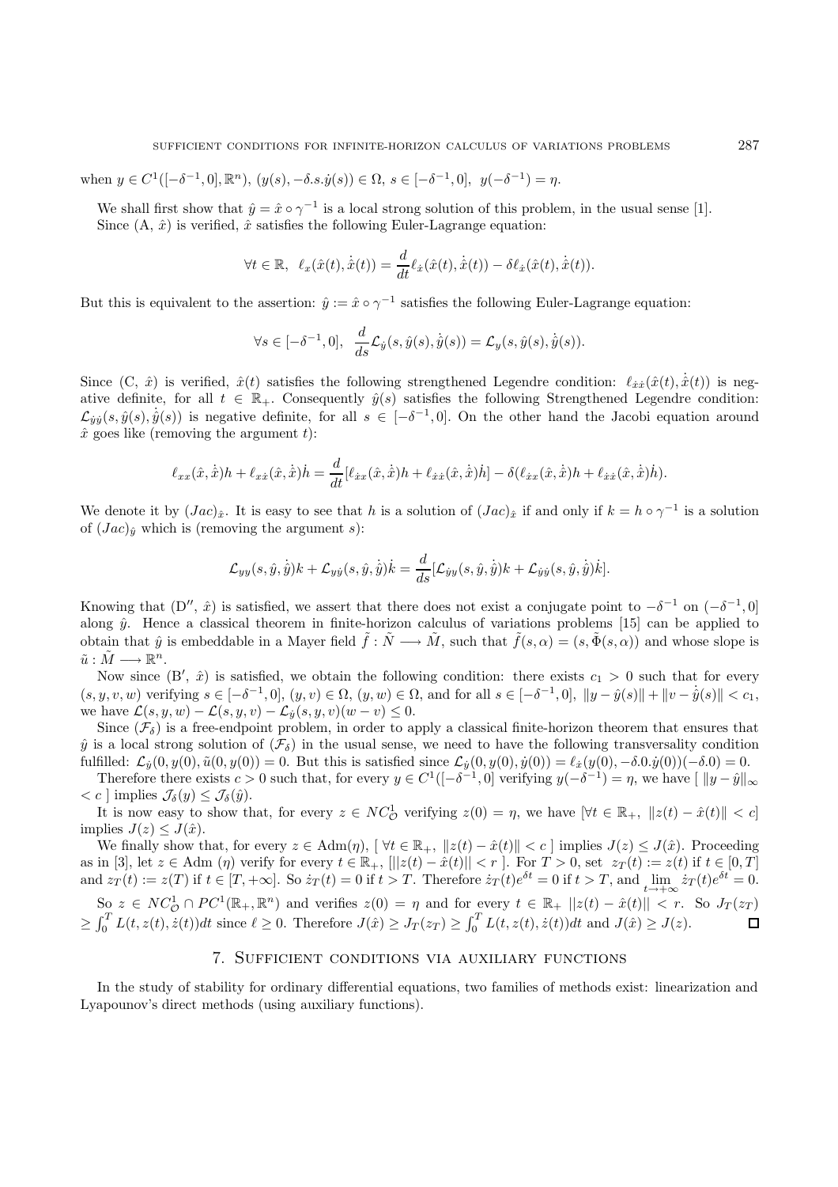when $y \in C^1([-\delta^{-1}, 0], \mathbb{R}^n)$, $(y(s), -\delta.s.\dot{y}(s)) \in \Omega$, $s \in [-\delta^{-1}, 0]$, $y(-\delta^{-1}) = \eta$.

We shall first show that $\hat{y} = \hat{x} \circ \gamma^{-1}$ is a local strong solution of this problem, in the usual sense [1].

Since (A, $\hat{x}$) is verified, $\hat{x}$ satisfies the following Euler-Lagrange equation:

$$\forall t \in \mathbb{R},\ \ \ell_x(\hat{x}(t), \dot{\hat{x}}(t)) = \frac{d}{dt}\ell_{\dot{x}}(\hat{x}(t), \dot{\hat{x}}(t)) - \delta \ell_{\dot{x}}(\hat{x}(t), \dot{\hat{x}}(t)).$$

But this is equivalent to the assertion: $\hat{y} := \hat{x} \circ \gamma^{-1}$ satisfies the following Euler-Lagrange equation:

$$\forall s \in [-\delta^{-1}, 0],\ \ \frac{d}{ds}\mathcal{L}_{\dot{y}}(s, \hat{y}(s), \dot{\hat{y}}(s)) = \mathcal{L}_y(s, \hat{y}(s), \dot{\hat{y}}(s)).$$

Since (C, $\hat{x}$) is verified, $\hat{x}(t)$ satisfies the following strengthened Legendre condition: $\ell_{\dot{x}\dot{x}}(\hat{x}(t), \dot{\hat{x}}(t))$ is negative definite, for all $t \in \mathbb{R}_+$. Consequently $\hat{y}(s)$ satisfies the following Strengthened Legendre condition: $\mathcal{L}_{\dot{y}\dot{y}}(s, \hat{y}(s), \dot{\hat{y}}(s))$ is negative definite, for all $s \in [-\delta^{-1}, 0]$. On the other hand the Jacobi equation around $\hat{x}$ goes like (removing the argument $t$):

$$\ell_{xx}(\hat{x}, \dot{\hat{x}})h + \ell_{x\dot{x}}(\hat{x}, \dot{\hat{x}})\dot{h} = \frac{d}{dt}[\ell_{\dot{x}x}(\hat{x}, \dot{\hat{x}})h + \ell_{\dot{x}\dot{x}}(\hat{x}, \dot{\hat{x}})\dot{h}] - \delta(\ell_{\dot{x}x}(\hat{x}, \dot{\hat{x}})h + \ell_{\dot{x}\dot{x}}(\hat{x}, \dot{\hat{x}})\dot{h}).$$

We denote it by $(Jac)_{\hat{x}}$. It is easy to see that $h$ is a solution of $(Jac)_{\hat{x}}$ if and only if $k = h \circ \gamma^{-1}$ is a solution of $(Jac)_{\hat{y}}$ which is (removing the argument $s$):

$$\mathcal{L}_{yy}(s, \hat{y}, \dot{\hat{y}})k + \mathcal{L}_{y\dot{y}}(s, \hat{y}, \dot{\hat{y}})\dot{k} = \frac{d}{ds}[\mathcal{L}_{\dot{y}y}(s, \hat{y}, \dot{\hat{y}})k + \mathcal{L}_{\dot{y}\dot{y}}(s, \hat{y}, \dot{\hat{y}})\dot{k}].$$

Knowing that (D$''$, $\hat{x}$) is satisfied, we assert that there does not exist a conjugate point to $-\delta^{-1}$ on $(-\delta^{-1}, 0]$ along $\hat{y}$. Hence a classical theorem in finite-horizon calculus of variations problems [15] can be applied to obtain that $\hat{y}$ is embeddable in a Mayer field $\tilde{f} : \tilde{N} \longrightarrow \tilde{M}$, such that $\tilde{f}(s, \alpha) = (s, \tilde{\Phi}(s, \alpha))$ and whose slope is $\tilde{u} : \tilde{M} \longrightarrow \mathbb{R}^n$.

Now since (B$'$, $\hat{x}$) is satisfied, we obtain the following condition: there exists $c_1 > 0$ such that for every $(s, y, v, w)$ verifying $s \in [-\delta^{-1}, 0]$, $(y, v) \in \Omega$, $(y, w) \in \Omega$, and for all $s \in [-\delta^{-1}, 0]$, $\|y - \hat{y}(s)\| + \|v - \dot{\hat{y}}(s)\| < c_1$, we have $\mathcal{L}(s, y, w) - \mathcal{L}(s, y, v) - \mathcal{L}_{\dot{y}}(s, y, v)(w - v) \leq 0$.

Since $(\mathcal{F}_\delta)$ is a free-endpoint problem, in order to apply a classical finite-horizon theorem that ensures that $\hat{y}$ is a local strong solution of $(\mathcal{F}_\delta)$ in the usual sense, we need to have the following transversality condition fulfilled: $\mathcal{L}_{\dot{y}}(0, y(0), \tilde{u}(0, y(0)) = 0$. But this is satisfied since $\mathcal{L}_{\dot{y}}(0, y(0), \dot{y}(0)) = \ell_{\dot{x}}(y(0), -\delta.0.\dot{y}(0))(-\delta.0) = 0$.

Therefore there exists $c > 0$ such that, for every $y \in C^1([-\delta^{-1}, 0]$ verifying $y(-\delta^{-1}) = \eta$, we have $[\ \|y - \hat{y}\|_\infty < c\ ]$ implies $\mathcal{J}_\delta(y) \leq \mathcal{J}_\delta(\hat{y})$.

It is now easy to show that, for every $z \in NC^1_{\mathcal{O}}$ verifying $z(0) = \eta$, we have $[\forall t \in \mathbb{R}_+,\ \|z(t) - \hat{x}(t)\| < c]$ implies $J(z) \leq J(\hat{x})$.

We finally show that, for every $z \in \mathrm{Adm}(\eta)$, $[\ \forall t \in \mathbb{R}_+,\ \|z(t) - \hat{x}(t)\| < c\ ]$ implies $J(z) \leq J(\hat{x})$. Proceeding as in [3], let $z \in \mathrm{Adm}\ (\eta)$ verify for every $t \in \mathbb{R}_+$, $[||z(t) - \hat{x}(t)|| < r\ ]$. For $T > 0$, set $z_T(t) := z(t)$ if $t \in [0, T]$ and $z_T(t) := z(T)$ if $t \in [T, +\infty]$. So $\dot{z}_T(t) = 0$ if $t > T$. Therefore $\dot{z}_T(t)e^{\delta t} = 0$ if $t > T$, and $\lim\limits_{t \to +\infty} \dot{z}_T(t)e^{\delta t} = 0$. So $z \in NC^1_{\mathcal{O}} \cap PC^1(\mathbb{R}_+, \mathbb{R}^n)$ and verifies $z(0) = \eta$ and for every $t \in \mathbb{R}_+$ $||z(t) - \hat{x}(t)|| < r$. So $J_T(z_T) \geq \int_0^T L(t, z(t), \dot{z}(t))dt$ since $\ell \geq 0$. Therefore $J(\hat{x}) \geq J_T(z_T) \geq \int_0^T L(t, z(t), \dot{z}(t))dt$ and $J(\hat{x}) \geq J(z)$. □

## 7. Sufficient conditions via auxiliary functions

In the study of stability for ordinary differential equations, two families of methods exist: linearization and Lyapounov's direct methods (using auxiliary functions).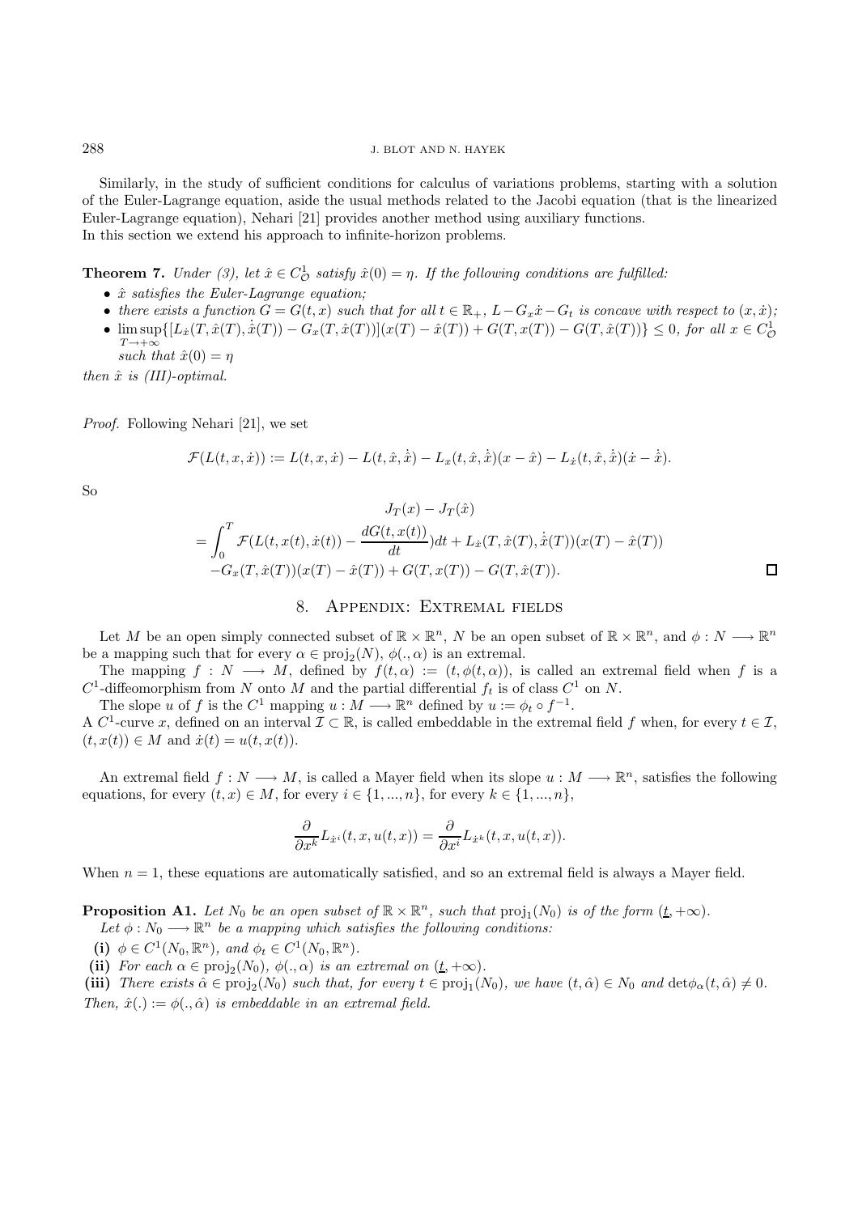Similarly, in the study of sufficient conditions for calculus of variations problems, starting with a solution of the Euler-Lagrange equation, aside the usual methods related to the Jacobi equation (that is the linearized Euler-Lagrange equation), Nehari [21] provides another method using auxiliary functions.
In this section we extend his approach to infinite-horizon problems.

**Theorem 7.** *Under (3), let $\hat{x} \in C^1_{\mathcal{O}}$ satisfy $\hat{x}(0) = \eta$. If the following conditions are fulfilled:*

- *$\hat{x}$ satisfies the Euler-Lagrange equation;*
- *there exists a function $G = G(t,x)$ such that for all $t \in \mathbb{R}_+$, $L - G_x \dot{x} - G_t$ is concave with respect to $(x, \dot{x})$;*
- $\limsup_{T \to +\infty} \{[L_{\dot{x}}(T, \hat{x}(T), \dot{\hat{x}}(T)) - G_x(T, \hat{x}(T))](x(T) - \hat{x}(T)) + G(T, x(T)) - G(T, \hat{x}(T))\} \leq 0$, *for all $x \in C^1_{\mathcal{O}}$ such that $\hat{x}(0) = \eta$*

*then $\hat{x}$ is (III)-optimal.*

*Proof.* Following Nehari [21], we set

$$\mathcal{F}(L(t,x,\dot{x})) := L(t,x,\dot{x}) - L(t,\hat{x},\dot{\hat{x}}) - L_x(t,\hat{x},\dot{\hat{x}})(x - \hat{x}) - L_{\dot{x}}(t,\hat{x},\dot{\hat{x}})(\dot{x} - \dot{\hat{x}}).$$

So

$$\begin{aligned} & J_T(x) - J_T(\hat{x}) \\ = & \int_0^T \mathcal{F}(L(t,x(t),\dot{x}(t)) - \frac{dG(t,x(t))}{dt})dt + L_{\dot{x}}(T,\hat{x}(T),\dot{\hat{x}}(T))(x(T) - \hat{x}(T)) \\ & - G_x(T,\hat{x}(T))(x(T) - \hat{x}(T)) + G(T,x(T)) - G(T,\hat{x}(T)). \end{aligned}$$

□

## 8. Appendix: Extremal fields

Let $M$ be an open simply connected subset of $\mathbb{R} \times \mathbb{R}^n$, $N$ be an open subset of $\mathbb{R} \times \mathbb{R}^n$, and $\phi : N \longrightarrow \mathbb{R}^n$ be a mapping such that for every $\alpha \in \text{proj}_2(N)$, $\phi(.,\alpha)$ is an extremal.

The mapping $f : N \longrightarrow M$, defined by $f(t,\alpha) := (t, \phi(t,\alpha))$, is called an extremal field when $f$ is a $C^1$-diffeomorphism from $N$ onto $M$ and the partial differential $f_t$ is of class $C^1$ on $N$.

The slope $u$ of $f$ is the $C^1$ mapping $u : M \longrightarrow \mathbb{R}^n$ defined by $u := \phi_t \circ f^{-1}$.
A $C^1$-curve $x$, defined on an interval $\mathcal{I} \subset \mathbb{R}$, is called embeddable in the extremal field $f$ when, for every $t \in \mathcal{I}$, $(t, x(t)) \in M$ and $\dot{x}(t) = u(t, x(t))$.

An extremal field $f : N \longrightarrow M$, is called a Mayer field when its slope $u : M \longrightarrow \mathbb{R}^n$, satisfies the following equations, for every $(t,x) \in M$, for every $i \in \{1,...,n\}$, for every $k \in \{1,...,n\}$,

$$\frac{\partial}{\partial x^k} L_{\dot{x}^i}(t,x,u(t,x)) = \frac{\partial}{\partial x^i} L_{\dot{x}^k}(t,x,u(t,x)).$$

When $n = 1$, these equations are automatically satisfied, and so an extremal field is always a Mayer field.

**Proposition A1.** *Let $N_0$ be an open subset of $\mathbb{R} \times \mathbb{R}^n$, such that $\text{proj}_1(N_0)$ is of the form $(\underline{t}, +\infty)$.*
*Let $\phi : N_0 \longrightarrow \mathbb{R}^n$ be a mapping which satisfies the following conditions:*

**(i)** *$\phi \in C^1(N_0, \mathbb{R}^n)$, and $\phi_t \in C^1(N_0, \mathbb{R}^n)$.*
**(ii)** *For each $\alpha \in \text{proj}_2(N_0)$, $\phi(.,\alpha)$ is an extremal on $(\underline{t}, +\infty)$.*
**(iii)** *There exists $\hat{\alpha} \in \text{proj}_2(N_0)$ such that, for every $t \in \text{proj}_1(N_0)$, we have $(t, \hat{\alpha}) \in N_0$ and $\det \phi_\alpha(t, \hat{\alpha}) \neq 0$.*

*Then, $\hat{x}(.) := \phi(., \hat{\alpha})$ is embeddable in an extremal field.*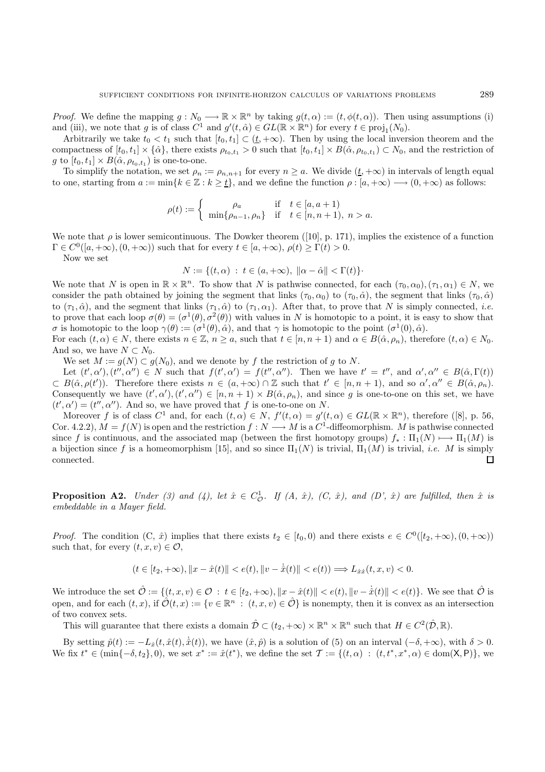*Proof.* We define the mapping $g : N_0 \longrightarrow \mathbb{R} \times \mathbb{R}^n$ by taking $g(t, \alpha) := (t, \phi(t, \alpha))$. Then using assumptions (i) and (iii), we note that $g$ is of class $C^1$ and $g'(t, \hat{\alpha}) \in GL(\mathbb{R} \times \mathbb{R}^n)$ for every $t \in \text{proj}_1(N_0)$.

Arbitrarily we take $t_0 < t_1$ such that $[t_0, t_1] \subset (\underline{t}, +\infty)$. Then by using the local inversion theorem and the compactness of $[t_0, t_1] \times \{\hat{\alpha}\}$, there exists $\rho_{t_0,t_1} > 0$ such that $[t_0, t_1] \times B(\hat{\alpha}, \rho_{t_0,t_1}) \subset N_0$, and the restriction of $g$ to $[t_0, t_1] \times B(\hat{\alpha}, \rho_{t_0,t_1})$ is one-to-one.

To simplify the notation, we set $\rho_n := \rho_{n,n+1}$ for every $n \geq a$. We divide $(\underline{t}, +\infty)$ in intervals of length equal to one, starting from $a := \min\{k \in \mathbb{Z} : k \geq \underline{t}\}$, and we define the function $\rho : [a, +\infty) \longrightarrow (0, +\infty)$ as follows:

$$\rho(t) := \begin{cases} \rho_a & \text{if } \; t \in [a, a+1) \\ \min\{\rho_{n-1}, \rho_n\} & \text{if } \; t \in [n, n+1), \; n > a. \end{cases}$$

We note that $\rho$ is lower semicontinuous. The Dowker theorem ([10], p. 171), implies the existence of a function $\Gamma \in C^0([a, +\infty), (0, +\infty))$ such that for every $t \in [a, +\infty)$, $\rho(t) \geq \Gamma(t) > 0$.

Now we set

$$N := \{(t, \alpha) \; : \; t \in (a, +\infty), \; \|\alpha - \hat{\alpha}\| < \Gamma(t)\}\cdot$$

We note that $N$ is open in $\mathbb{R} \times \mathbb{R}^n$. To show that $N$ is pathwise connected, for each $(\tau_0, \alpha_0), (\tau_1, \alpha_1) \in N$, we consider the path obtained by joining the segment that links $(\tau_0, \alpha_0)$ to $(\tau_0, \hat{\alpha})$, the segment that links $(\tau_0, \hat{\alpha})$ to $(\tau_1, \hat{\alpha})$, and the segment that links $(\tau_1, \hat{\alpha})$ to $(\tau_1, \alpha_1)$. After that, to prove that $N$ is simply connected, *i.e.* to prove that each loop $\sigma(\theta) = (\sigma^1(\theta), \sigma^2(\theta))$ with values in $N$ is homotopic to a point, it is easy to show that $\sigma$ is homotopic to the loop $\gamma(\theta) := (\sigma^1(\theta), \hat{\alpha})$, and that $\gamma$ is homotopic to the point $(\sigma^1(0), \hat{\alpha})$.

For each $(t, \alpha) \in N$, there exists $n \in \mathbb{Z}$, $n \geq a$, such that $t \in [n, n+1)$ and $\alpha \in B(\hat{\alpha}, \rho_n)$, therefore $(t, \alpha) \in N_0$. And so, we have $N \subset N_0$.

We set $M := g(N) \subset g(N_0)$, and we denote by $f$ the restriction of $g$ to $N$.

Let $(t', \alpha'), (t'', \alpha'') \in N$ such that $f(t', \alpha') = f(t'', \alpha'')$. Then we have $t' = t''$, and $\alpha', \alpha'' \in B(\hat{\alpha}, \Gamma(t)) \subset B(\hat{\alpha}, \rho(t'))$. Therefore there exists $n \in (a, +\infty) \cap \mathbb{Z}$ such that $t' \in [n, n+1)$, and so $\alpha', \alpha'' \in B(\hat{\alpha}, \rho_n)$. Consequently we have $(t', \alpha'), (t', \alpha'') \in [n, n+1) \times B(\hat{\alpha}, \rho_n)$, and since $g$ is one-to-one on this set, we have $(t', \alpha') = (t'', \alpha'')$. And so, we have proved that $f$ is one-to-one on $N$.

Moreover $f$ is of class $C^1$ and, for each $(t, \alpha) \in N$, $f'(t, \alpha) = g'(t, \alpha) \in GL(\mathbb{R} \times \mathbb{R}^n)$, therefore ([8], p. 56, Cor. 4.2.2), $M = f(N)$ is open and the restriction $f : N \longrightarrow M$ is a $C^1$-diffeomorphism. $M$ is pathwise connected since $f$ is continuous, and the associated map (between the first homotopy groups) $f_* : \Pi_1(N) \longmapsto \Pi_1(M)$ is a bijection since $f$ is a homeomorphism [15], and so since $\Pi_1(N)$ is trivial, $\Pi_1(M)$ is trivial, *i.e.* $M$ is simply connected. $\square$

**Proposition A2.** *Under (3) and (4), let $\hat{x} \in C^1_{\mathcal{O}}$. If (A, $\hat{x}$), (C, $\hat{x}$), and (D', $\hat{x}$) are fulfilled, then $\hat{x}$ is embeddable in a Mayer field.*

*Proof.* The condition (C, $\hat{x}$) implies that there exists $t_2 \in [t_0, 0)$ and there exists $e \in C^0([t_2, +\infty), (0, +\infty))$ such that, for every $(t, x, v) \in \mathcal{O}$,

$$(t \in [t_2, +\infty), \|x - \hat{x}(t)\| < e(t), \|v - \dot{\hat{x}}(t)\| < e(t)) \Longrightarrow L_{\dot{x}\dot{x}}(t, x, v) < 0.$$

We introduce the set $\hat{\mathcal{O}} := \{(t, x, v) \in \mathcal{O} \; : \; t \in [t_2, +\infty), \|x - \hat{x}(t)\| < e(t), \|v - \dot{\hat{x}}(t)\| < e(t)\}$. We see that $\hat{\mathcal{O}}$ is open, and for each $(t, x)$, if $\hat{\mathcal{O}}(t, x) := \{v \in \mathbb{R}^n \; : \; (t, x, v) \in \hat{\mathcal{O}}\}$ is nonempty, then it is convex as an intersection of two convex sets.

This will guarantee that there exists a domain $\hat{\mathcal{D}} \subset (t_2, +\infty) \times \mathbb{R}^n \times \mathbb{R}^n$ such that $H \in C^2(\hat{\mathcal{D}}, \mathbb{R})$.

By setting $\hat{p}(t) := -L_{\dot{x}}(t, \hat{x}(t), \dot{\hat{x}}(t))$, we have $(\hat{x}, \hat{p})$ is a solution of (5) on an interval $(-\delta, +\infty)$, with $\delta > 0$. We fix $t^* \in (\min\{-\delta, t_2\}, 0)$, we set $x^* := \hat{x}(t^*)$, we define the set $\mathcal{T} := \{(t, \alpha) \; : \; (t, t^*, x^*, \alpha) \in \text{dom}(\mathsf{X}, \mathsf{P})\}$, we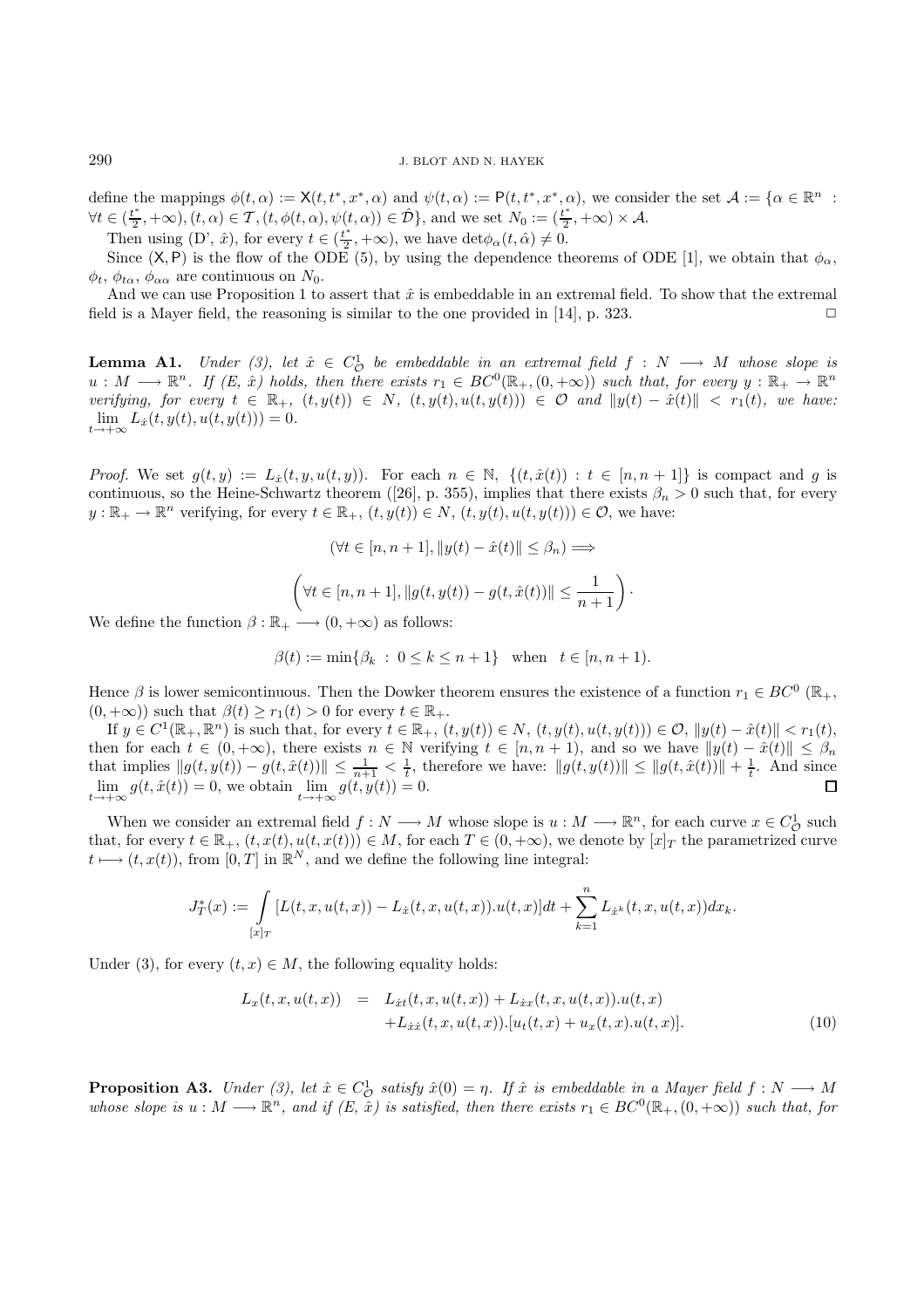define the mappings $\phi(t, \alpha) := \mathsf{X}(t, t^*, x^*, \alpha)$ and $\psi(t, \alpha) := \mathsf{P}(t, t^*, x^*, \alpha)$, we consider the set $\mathcal{A} := \{\alpha \in \mathbb{R}^n : \forall t \in (\frac{t^*}{2}, +\infty), (t, \alpha) \in \mathcal{T}, (t, \phi(t, \alpha), \psi(t, \alpha)) \in \hat{\mathcal{D}}\}$, and we set $N_0 := (\frac{t^*}{2}, +\infty) \times \mathcal{A}$.

Then using (D', $\hat{x}$), for every $t \in (\frac{t^*}{2}, +\infty)$, we have $\det \phi_\alpha(t, \hat{\alpha}) \neq 0$.

Since $(\mathsf{X}, \mathsf{P})$ is the flow of the ODE (5), by using the dependence theorems of ODE [1], we obtain that $\phi_\alpha$, $\phi_t$, $\phi_{t\alpha}$, $\phi_{\alpha\alpha}$ are continuous on $N_0$.

And we can use Proposition 1 to assert that $\hat{x}$ is embeddable in an extremal field. To show that the extremal field is a Mayer field, the reasoning is similar to the one provided in [14], p. 323. $\square$

**Lemma A1.** *Under (3), let $\hat{x} \in C^1_{\mathcal{O}}$ be embeddable in an extremal field $f : N \longrightarrow M$ whose slope is $u : M \longrightarrow \mathbb{R}^n$. If (E, $\hat{x}$) holds, then there exists $r_1 \in BC^0(\mathbb{R}_+, (0, +\infty))$ such that, for every $y : \mathbb{R}_+ \to \mathbb{R}^n$ verifying, for every $t \in \mathbb{R}_+$, $(t, y(t)) \in N$, $(t, y(t), u(t, y(t))) \in \mathcal{O}$ and $\|y(t) - \hat{x}(t)\| < r_1(t)$, we have: $\lim_{t \to +\infty} L_{\dot{x}}(t, y(t), u(t, y(t))) = 0$.*

*Proof.* We set $g(t, y) := L_{\dot{x}}(t, y, u(t, y))$. For each $n \in \mathbb{N}$, $\{(t, \hat{x}(t)) : t \in [n, n+1]\}$ is compact and $g$ is continuous, so the Heine-Schwartz theorem ([26], p. 355), implies that there exists $\beta_n > 0$ such that, for every $y : \mathbb{R}_+ \to \mathbb{R}^n$ verifying, for every $t \in \mathbb{R}_+$, $(t, y(t)) \in N$, $(t, y(t), u(t, y(t))) \in \mathcal{O}$, we have:

$$(\forall t \in [n, n+1], \|y(t) - \hat{x}(t)\| \leq \beta_n) \Longrightarrow$$

$$\left(\forall t \in [n, n+1], \|g(t, y(t)) - g(t, \hat{x}(t))\| \leq \frac{1}{n+1}\right).$$

We define the function $\beta : \mathbb{R}_+ \longrightarrow (0, +\infty)$ as follows:

$$\beta(t) := \min\{\beta_k \ : \ 0 \leq k \leq n+1\} \quad \text{when} \quad t \in [n, n+1).$$

Hence $\beta$ is lower semicontinuous. Then the Dowker theorem ensures the existence of a function $r_1 \in BC^0$ $(\mathbb{R}_+, (0, +\infty))$ such that $\beta(t) \geq r_1(t) > 0$ for every $t \in \mathbb{R}_+$.

If $y \in C^1(\mathbb{R}_+, \mathbb{R}^n)$ is such that, for every $t \in \mathbb{R}_+$, $(t, y(t)) \in N$, $(t, y(t), u(t, y(t))) \in \mathcal{O}$, $\|y(t) - \hat{x}(t)\| < r_1(t)$, then for each $t \in (0, +\infty)$, there exists $n \in \mathbb{N}$ verifying $t \in [n, n+1)$, and so we have $\|y(t) - \hat{x}(t)\| \leq \beta_n$ that implies $\|g(t, y(t)) - g(t, \hat{x}(t))\| \leq \frac{1}{n+1} < \frac{1}{t}$, therefore we have: $\|g(t, y(t))\| \leq \|g(t, \hat{x}(t))\| + \frac{1}{t}$. And since $\lim_{t \to +\infty} g(t, \hat{x}(t)) = 0$, we obtain $\lim_{t \to +\infty} g(t, y(t)) = 0$. $\square$

When we consider an extremal field $f : N \longrightarrow M$ whose slope is $u : M \longrightarrow \mathbb{R}^n$, for each curve $x \in C^1_{\mathcal{O}}$ such that, for every $t \in \mathbb{R}_+$, $(t, x(t), u(t, x(t))) \in M$, for each $T \in (0, +\infty)$, we denote by $[x]_T$ the parametrized curve $t \longmapsto (t, x(t))$, from $[0, T]$ in $\mathbb{R}^N$, and we define the following line integral:

$$J^*_T(x) := \int\limits_{[x]_T} [L(t, x, u(t, x)) - L_{\dot{x}}(t, x, u(t, x)).u(t, x)]dt + \sum_{k=1}^{n} L_{\dot{x}^k}(t, x, u(t, x))dx_k.$$

Under (3), for every $(t, x) \in M$, the following equality holds:

$$\begin{aligned} L_x(t, x, u(t, x)) &= L_{\dot{x}t}(t, x, u(t, x)) + L_{\dot{x}x}(t, x, u(t, x)).u(t, x) \\ &\quad + L_{\dot{x}\dot{x}}(t, x, u(t, x)).[u_t(t, x) + u_x(t, x).u(t, x)]. \end{aligned} \tag{10}$$

**Proposition A3.** *Under (3), let $\hat{x} \in C^1_{\mathcal{O}}$ satisfy $\hat{x}(0) = \eta$. If $\hat{x}$ is embeddable in a Mayer field $f : N \longrightarrow M$ whose slope is $u : M \longrightarrow \mathbb{R}^n$, and if (E, $\hat{x}$) is satisfied, then there exists $r_1 \in BC^0(\mathbb{R}_+, (0, +\infty))$ such that, for*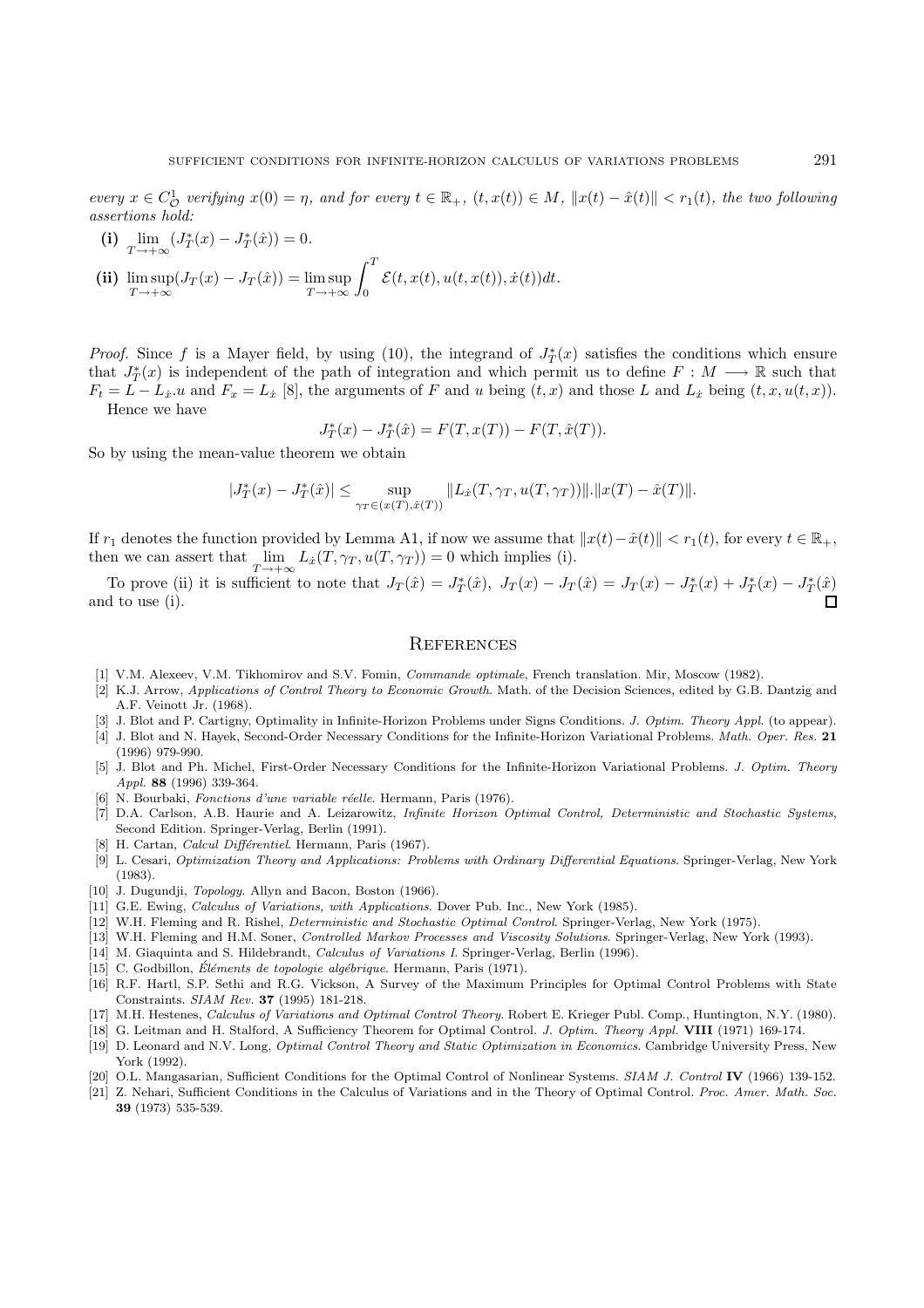*every* $x \in C^1_{\mathcal{O}}$ *verifying* $x(0) = \eta$, *and for every* $t \in \mathbb{R}_+$, $(t, x(t)) \in M$, $\|x(t) - \hat{x}(t)\| < r_1(t)$, *the two following assertions hold:*

**(i)** $\lim_{T \to +\infty} (J^*_T(x) - J^*_T(\hat{x})) = 0.$

**(ii)** $\limsup_{T \to +\infty} (J_T(x) - J_T(\hat{x})) = \limsup_{T \to +\infty} \int_0^T \mathcal{E}(t, x(t), u(t, x(t)), \dot{x}(t)) dt.$

*Proof.* Since $f$ is a Mayer field, by using (10), the integrand of $J^*_T(x)$ satisfies the conditions which ensure that $J^*_T(x)$ is independent of the path of integration and which permit us to define $F : M \longrightarrow \mathbb{R}$ such that $F_t = L - L_{\dot{x}}.u$ and $F_x = L_{\dot{x}}$ [8], the arguments of $F$ and $u$ being $(t, x)$ and those $L$ and $L_{\dot{x}}$ being $(t, x, u(t, x))$.

Hence we have

$$J^*_T(x) - J^*_T(\hat{x}) = F(T, x(T)) - F(T, \hat{x}(T)).$$

So by using the mean-value theorem we obtain

$$|J^*_T(x) - J^*_T(\hat{x})| \leq \sup_{\gamma_T \in (x(T), \hat{x}(T))} \|L_{\dot{x}}(T, \gamma_T, u(T, \gamma_T))\|.\|x(T) - \hat{x}(T)\|.$$

If $r_1$ denotes the function provided by Lemma A1, if now we assume that $\|x(t) - \hat{x}(t)\| < r_1(t)$, for every $t \in \mathbb{R}_+$, then we can assert that $\lim_{T \to +\infty} L_{\dot{x}}(T, \gamma_T, u(T, \gamma_T)) = 0$ which implies (i).

To prove (ii) it is sufficient to note that $J_T(\hat{x}) = J^*_T(\hat{x})$, $J_T(x) - J_T(\hat{x}) = J_T(x) - J^*_T(x) + J^*_T(x) - J^*_T(\hat{x})$ and to use (i). □

## References

[1] V.M. Alexeev, V.M. Tikhomirov and S.V. Fomin, *Commande optimale*, French translation. Mir, Moscow (1982).

[2] K.J. Arrow, *Applications of Control Theory to Economic Growth*. Math. of the Decision Sciences, edited by G.B. Dantzig and A.F. Veinott Jr. (1968).

[3] J. Blot and P. Cartigny, Optimality in Infinite-Horizon Problems under Signs Conditions. *J. Optim. Theory Appl.* (to appear).

[4] J. Blot and N. Hayek, Second-Order Necessary Conditions for the Infinite-Horizon Variational Problems. *Math. Oper. Res.* **21** (1996) 979-990.

[5] J. Blot and Ph. Michel, First-Order Necessary Conditions for the Infinite-Horizon Variational Problems. *J. Optim. Theory Appl.* **88** (1996) 339-364.

[6] N. Bourbaki, *Fonctions d'une variable réelle*. Hermann, Paris (1976).

[7] D.A. Carlson, A.B. Haurie and A. Leizarowitz, *Infinite Horizon Optimal Control, Deterministic and Stochastic Systems*, Second Edition. Springer-Verlag, Berlin (1991).

[8] H. Cartan, *Calcul Différentiel*. Hermann, Paris (1967).

[9] L. Cesari, *Optimization Theory and Applications: Problems with Ordinary Differential Equations*. Springer-Verlag, New York (1983).

[10] J. Dugundji, *Topology*. Allyn and Bacon, Boston (1966).

[11] G.E. Ewing, *Calculus of Variations, with Applications*. Dover Pub. Inc., New York (1985).

[12] W.H. Fleming and R. Rishel, *Deterministic and Stochastic Optimal Control*. Springer-Verlag, New York (1975).

[13] W.H. Fleming and H.M. Soner, *Controlled Markov Processes and Viscosity Solutions*. Springer-Verlag, New York (1993).

[14] M. Giaquinta and S. Hildebrandt, *Calculus of Variations I*. Springer-Verlag, Berlin (1996).

[15] C. Godbillon, *Éléments de topologie algébrique*. Hermann, Paris (1971).

[16] R.F. Hartl, S.P. Sethi and R.G. Vickson, A Survey of the Maximum Principles for Optimal Control Problems with State Constraints. *SIAM Rev.* **37** (1995) 181-218.

[17] M.H. Hestenes, *Calculus of Variations and Optimal Control Theory*. Robert E. Krieger Publ. Comp., Huntington, N.Y. (1980).

[18] G. Leitman and H. Stalford, A Sufficiency Theorem for Optimal Control. *J. Optim. Theory Appl.* **VIII** (1971) 169-174.

[19] D. Leonard and N.V. Long, *Optimal Control Theory and Static Optimization in Economics*. Cambridge University Press, New York (1992).

[20] O.L. Mangasarian, Sufficient Conditions for the Optimal Control of Nonlinear Systems. *SIAM J. Control* **IV** (1966) 139-152.

[21] Z. Nehari, Sufficient Conditions in the Calculus of Variations and in the Theory of Optimal Control. *Proc. Amer. Math. Soc.* **39** (1973) 535-539.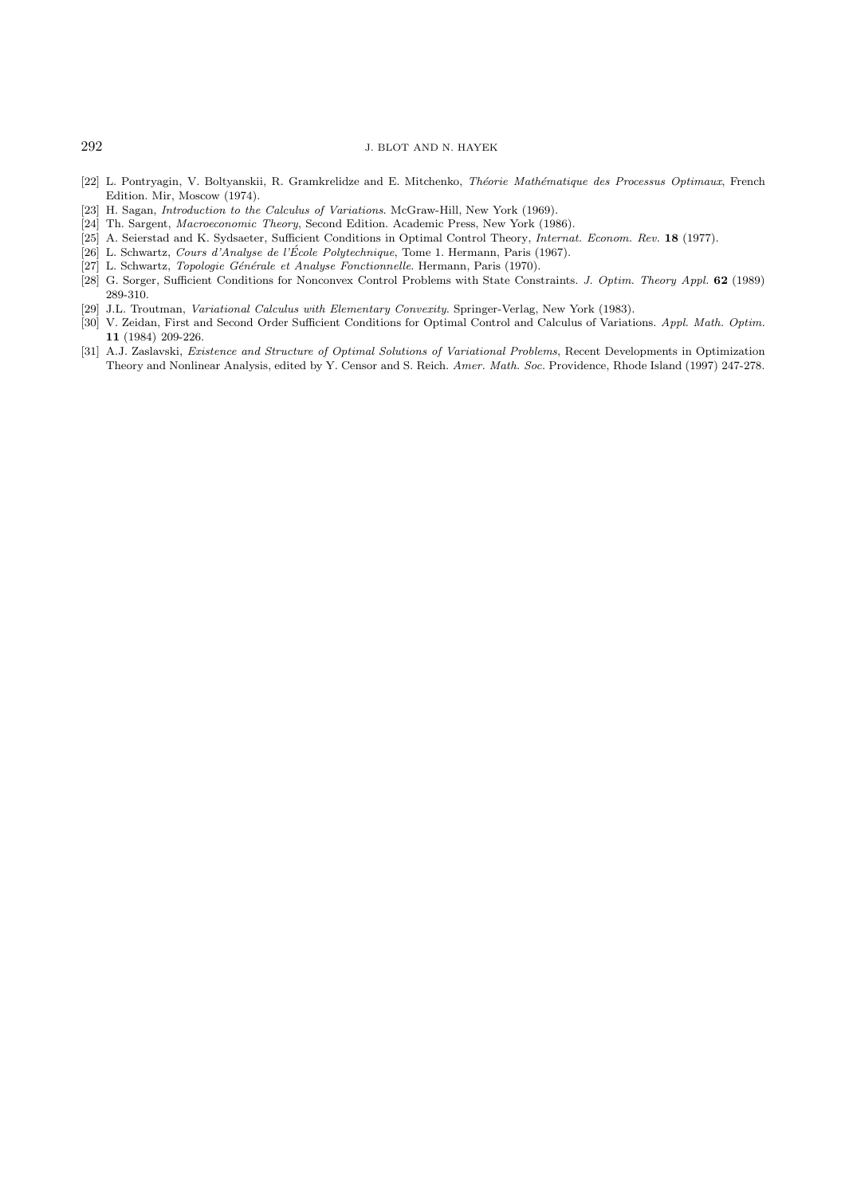[22] L. Pontryagin, V. Boltyanskii, R. Gramkrelidze and E. Mitchenko, *Théorie Mathématique des Processus Optimaux*, French Edition. Mir, Moscow (1974).

[23] H. Sagan, *Introduction to the Calculus of Variations*. McGraw-Hill, New York (1969).

[24] Th. Sargent, *Macroeconomic Theory*, Second Edition. Academic Press, New York (1986).

[25] A. Seierstad and K. Sydsaeter, Sufficient Conditions in Optimal Control Theory, *Internat. Econom. Rev.* **18** (1977).

[26] L. Schwartz, *Cours d'Analyse de l'École Polytechnique*, Tome 1. Hermann, Paris (1967).

[27] L. Schwartz, *Topologie Générale et Analyse Fonctionnelle*. Hermann, Paris (1970).

[28] G. Sorger, Sufficient Conditions for Nonconvex Control Problems with State Constraints. *J. Optim. Theory Appl.* **62** (1989) 289-310.

[29] J.L. Troutman, *Variational Calculus with Elementary Convexity*. Springer-Verlag, New York (1983).

[30] V. Zeidan, First and Second Order Sufficient Conditions for Optimal Control and Calculus of Variations. *Appl. Math. Optim.* **11** (1984) 209-226.

[31] A.J. Zaslavski, *Existence and Structure of Optimal Solutions of Variational Problems*, Recent Developments in Optimization Theory and Nonlinear Analysis, edited by Y. Censor and S. Reich. *Amer. Math. Soc.* Providence, Rhode Island (1997) 247-278.